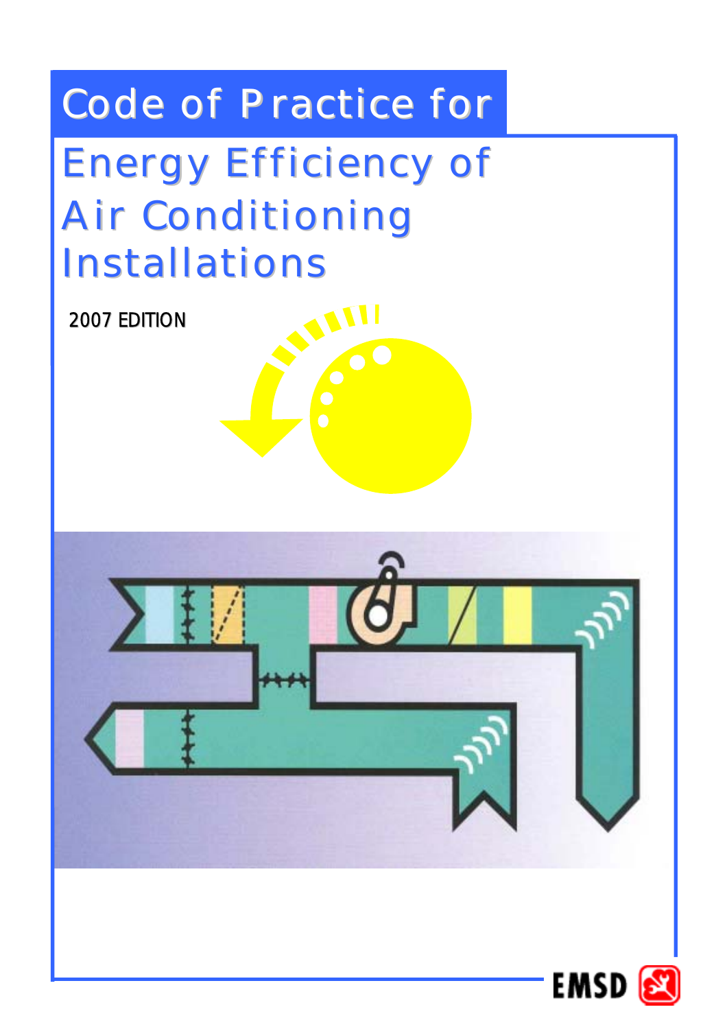# Code of Practice for

# Energy Efficiency of Air Conditioning Installations

2007 EDITION

EMSD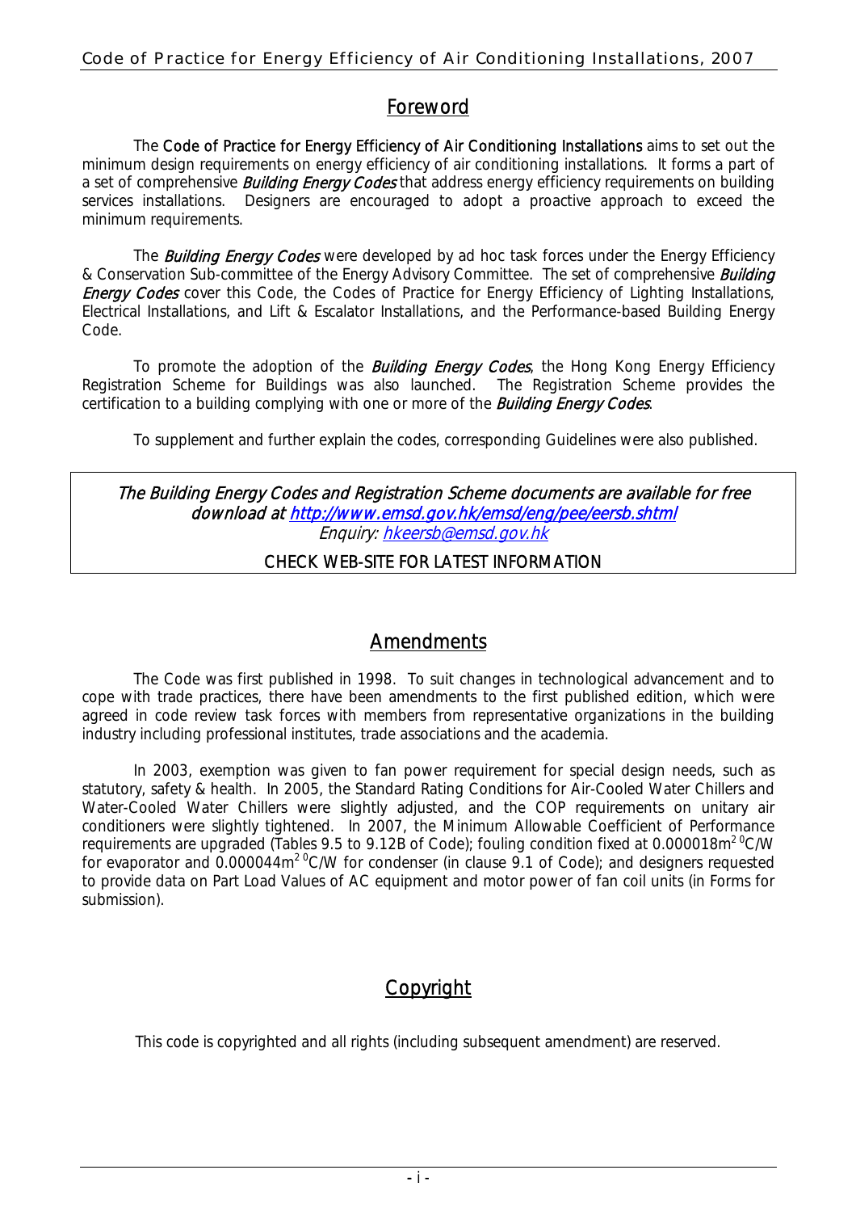## Foreword

The Code of Practice for Energy Efficiency of Air Conditioning Installations aims to set out the minimum design requirements on energy efficiency of air conditioning installations. It forms a part of a set of comprehensive *Building Energy Codes* that address energy efficiency requirements on building services installations. Designers are encouraged to adopt a proactive approach to exceed the minimum requirements.

The *Building Energy Codes* were developed by ad hoc task forces under the Energy Efficiency & Conservation Sub-committee of the Energy Advisory Committee. The set of comprehensive *Building Energy Codes* cover this Code, the Codes of Practice for Energy Efficiency of Lighting Installations, Electrical Installations, and Lift & Escalator Installations, and the Performance-based Building Energy Code.

To promote the adoption of the *Building Energy Codes*, the Hong Kong Energy Efficiency Registration Scheme for Buildings was also launched. The Registration Scheme provides the certification to a building complying with one or more of the *Building Energy Codes*.

To supplement and further explain the codes, corresponding Guidelines were also published.

*The Building Energy Codes and Registration Scheme documents are available for free download at http://www.emsd.gov.hk/emsd/eng/pee/eersb.shtml*
*Enquiry: hkeersb@emsd.gov.hk*

CHECK WEB-SITE FOR LATEST INFORMATION

## Amendments

The Code was first published in 1998. To suit changes in technological advancement and to cope with trade practices, there have been amendments to the first published edition, which were agreed in code review task forces with members from representative organizations in the building industry including professional institutes, trade associations and the academia.

In 2003, exemption was given to fan power requirement for special design needs, such as statutory, safety & health. In 2005, the Standard Rating Conditions for Air-Cooled Water Chillers and Water-Cooled Water Chillers were slightly adjusted, and the COP requirements on unitary air conditioners were slightly tightened. In 2007, the Minimum Allowable Coefficient of Performance requirements are upgraded (Tables 9.5 to 9.12B of Code); fouling condition fixed at $0.000018m^2\,{}^0C/W$ for evaporator and $0.000044m^2\,{}^0C/W$ for condenser (in clause 9.1 of Code); and designers requested to provide data on Part Load Values of AC equipment and motor power of fan coil units (in Forms for submission).

## Copyright

This code is copyrighted and all rights (including subsequent amendment) are reserved.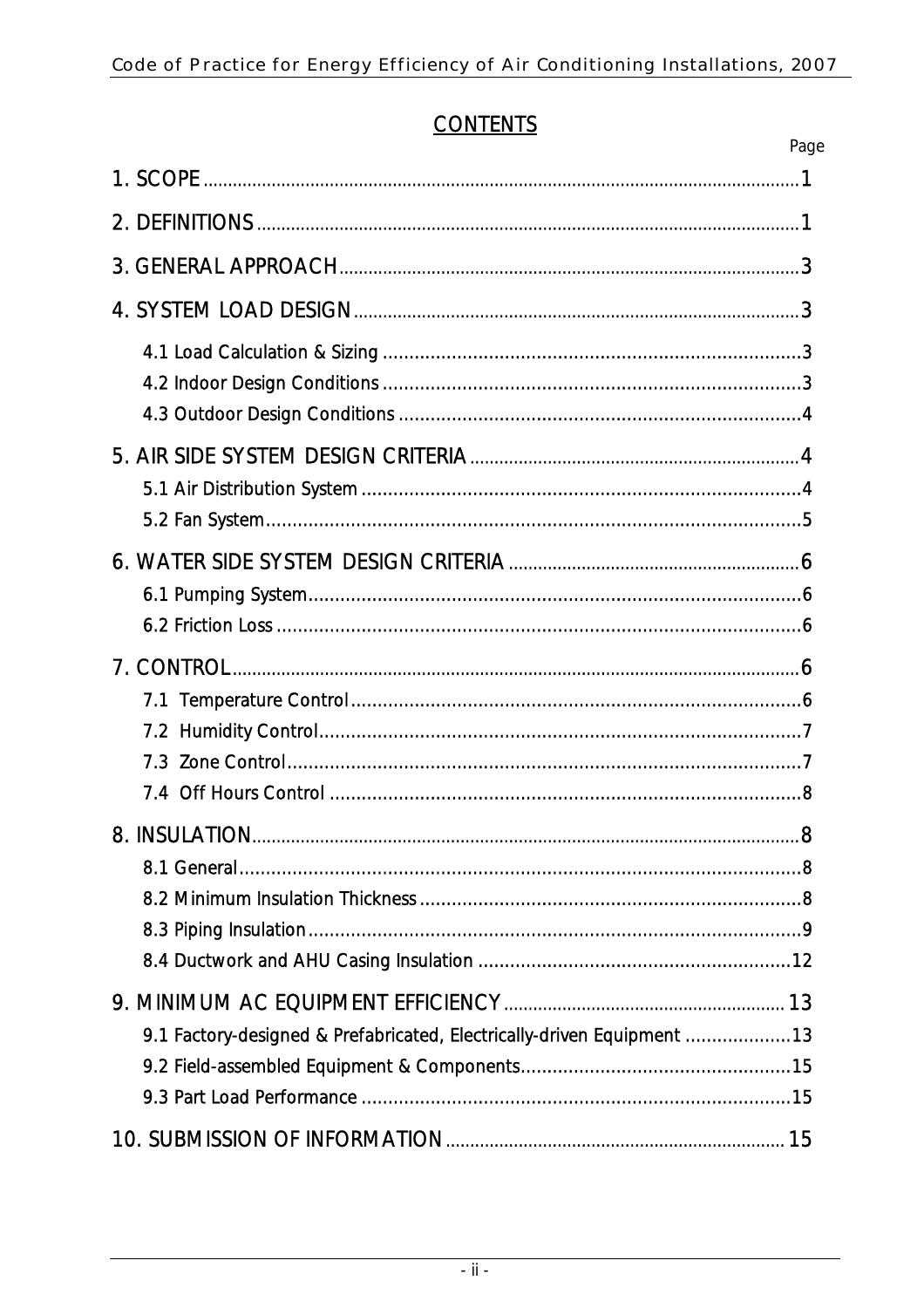# CONTENTS

| | Page |
|---|---|
| 1. SCOPE | 1 |
| 2. DEFINITIONS | 1 |
| 3. GENERAL APPROACH | 3 |
| 4. SYSTEM LOAD DESIGN | 3 |
| 4.1 Load Calculation & Sizing | 3 |
| 4.2 Indoor Design Conditions | 3 |
| 4.3 Outdoor Design Conditions | 4 |
| 5. AIR SIDE SYSTEM DESIGN CRITERIA | 4 |
| 5.1 Air Distribution System | 4 |
| 5.2 Fan System | 5 |
| 6. WATER SIDE SYSTEM DESIGN CRITERIA | 6 |
| 6.1 Pumping System | 6 |
| 6.2 Friction Loss | 6 |
| 7. CONTROL | 6 |
| 7.1 Temperature Control | 6 |
| 7.2 Humidity Control | 7 |
| 7.3 Zone Control | 7 |
| 7.4 Off Hours Control | 8 |
| 8. INSULATION | 8 |
| 8.1 General | 8 |
| 8.2 Minimum Insulation Thickness | 8 |
| 8.3 Piping Insulation | 9 |
| 8.4 Ductwork and AHU Casing Insulation | 12 |
| 9. MINIMUM AC EQUIPMENT EFFICIENCY | 13 |
| 9.1 Factory-designed & Prefabricated, Electrically-driven Equipment | 13 |
| 9.2 Field-assembled Equipment & Components | 15 |
| 9.3 Part Load Performance | 15 |
| 10. SUBMISSION OF INFORMATION | 15 |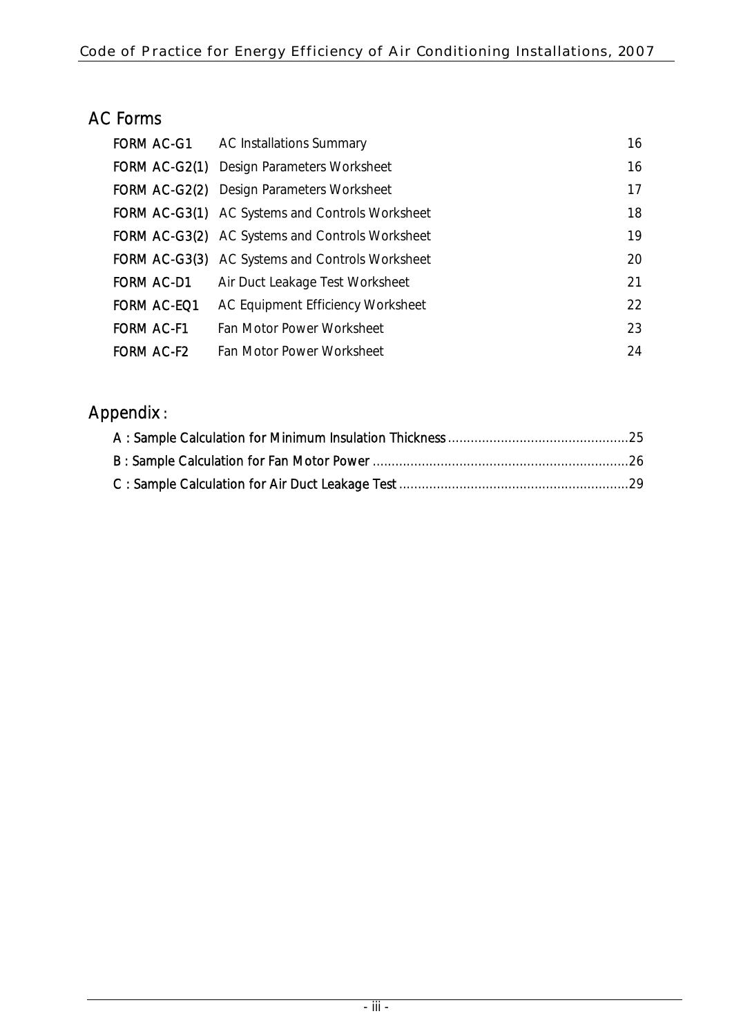## AC Forms

| | | |
|---|---|---|
| FORM AC-G1 | AC Installations Summary | 16 |
| FORM AC-G2(1) | Design Parameters Worksheet | 16 |
| FORM AC-G2(2) | Design Parameters Worksheet | 17 |
| FORM AC-G3(1) | AC Systems and Controls Worksheet | 18 |
| FORM AC-G3(2) | AC Systems and Controls Worksheet | 19 |
| FORM AC-G3(3) | AC Systems and Controls Worksheet | 20 |
| FORM AC-D1 | Air Duct Leakage Test Worksheet | 21 |
| FORM AC-EQ1 | AC Equipment Efficiency Worksheet | 22 |
| FORM AC-F1 | Fan Motor Power Worksheet | 23 |
| FORM AC-F2 | Fan Motor Power Worksheet | 24 |

## Appendix :

A : Sample Calculation for Minimum Insulation Thickness................................................25

B : Sample Calculation for Fan Motor Power ...................................................................26

C : Sample Calculation for Air Duct Leakage Test............................................................29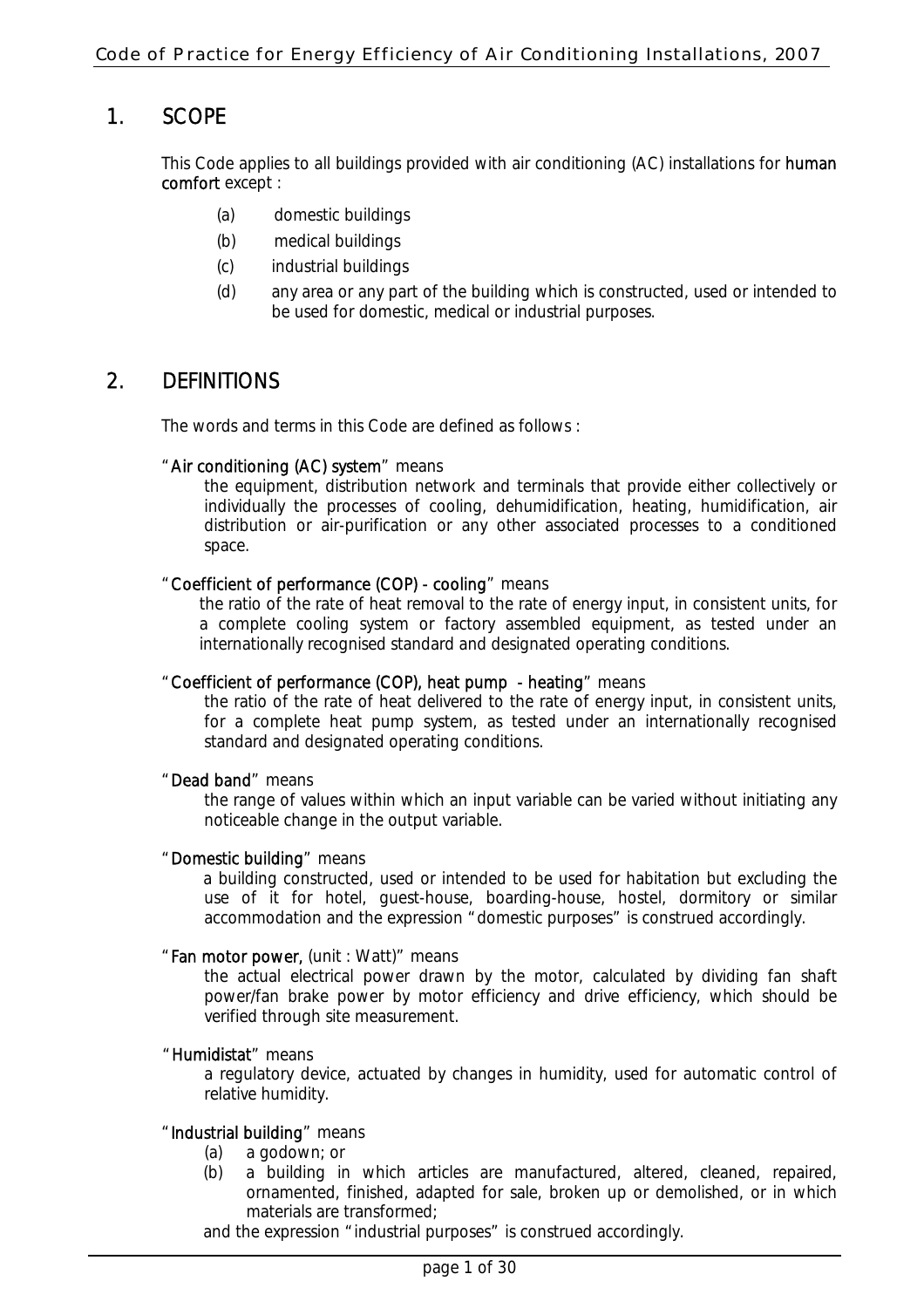## 1. SCOPE

This Code applies to all buildings provided with air conditioning (AC) installations for **human comfort** except :

- (a) domestic buildings
- (b) medical buildings
- (c) industrial buildings
- (d) any area or any part of the building which is constructed, used or intended to be used for domestic, medical or industrial purposes.

## 2. DEFINITIONS

The words and terms in this Code are defined as follows :

"**Air conditioning (AC) system**" means
the equipment, distribution network and terminals that provide either collectively or individually the processes of cooling, dehumidification, heating, humidification, air distribution or air-purification or any other associated processes to a conditioned space.

"**Coefficient of performance (COP) - cooling**" means
the ratio of the rate of heat removal to the rate of energy input, in consistent units, for a complete cooling system or factory assembled equipment, as tested under an internationally recognised standard and designated operating conditions.

"**Coefficient of performance (COP), heat pump - heating**" means
the ratio of the rate of heat delivered to the rate of energy input, in consistent units, for a complete heat pump system, as tested under an internationally recognised standard and designated operating conditions.

"**Dead band**" means
the range of values within which an input variable can be varied without initiating any noticeable change in the output variable.

"**Domestic building**" means
a building constructed, used or intended to be used for habitation but excluding the use of it for hotel, guest-house, boarding-house, hostel, dormitory or similar accommodation and the expression "domestic purposes" is construed accordingly.

"**Fan motor power,** (unit : Watt)" means
the actual electrical power drawn by the motor, calculated by dividing fan shaft power/fan brake power by motor efficiency and drive efficiency, which should be verified through site measurement.

"**Humidistat**" means
a regulatory device, actuated by changes in humidity, used for automatic control of relative humidity.

"**Industrial building**" means
- (a) a godown; or
- (b) a building in which articles are manufactured, altered, cleaned, repaired, ornamented, finished, adapted for sale, broken up or demolished, or in which materials are transformed;

and the expression "industrial purposes" is construed accordingly.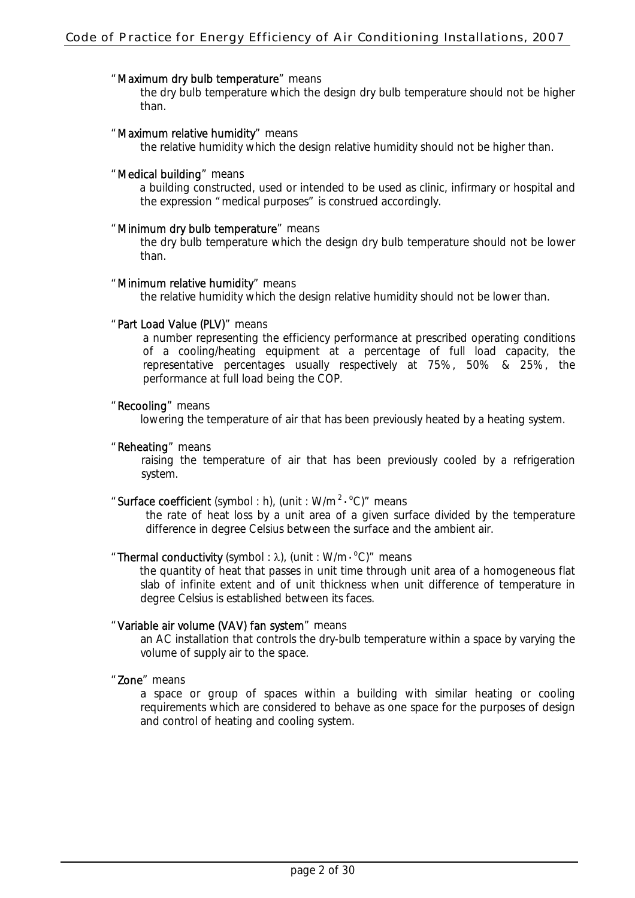"**Maximum dry bulb temperature**" means

the dry bulb temperature which the design dry bulb temperature should not be higher than.

"**Maximum relative humidity**" means

the relative humidity which the design relative humidity should not be higher than.

"**Medical building**" means

a building constructed, used or intended to be used as clinic, infirmary or hospital and the expression "medical purposes" is construed accordingly.

"**Minimum dry bulb temperature**" means

the dry bulb temperature which the design dry bulb temperature should not be lower than.

"**Minimum relative humidity**" means

the relative humidity which the design relative humidity should not be lower than.

"**Part Load Value (PLV)**" means

a number representing the efficiency performance at prescribed operating conditions of a cooling/heating equipment at a percentage of full load capacity, the representative percentages usually respectively at 75%, 50% & 25%, the performance at full load being the COP.

"**Recooling**" means

lowering the temperature of air that has been previously heated by a heating system.

"**Reheating**" means

raising the temperature of air that has been previously cooled by a refrigeration system.

"**Surface coefficient** (symbol : h), (unit : $W/m^2 \cdot {}^oC$)" means

the rate of heat loss by a unit area of a given surface divided by the temperature difference in degree Celsius between the surface and the ambient air.

"**Thermal conductivity** (symbol : $\lambda$), (unit : $W/m \cdot {}^oC$)" means

the quantity of heat that passes in unit time through unit area of a homogeneous flat slab of infinite extent and of unit thickness when unit difference of temperature in degree Celsius is established between its faces.

"**Variable air volume (VAV) fan system**" means

an AC installation that controls the dry-bulb temperature within a space by varying the volume of supply air to the space.

"**Zone**" means

a space or group of spaces within a building with similar heating or cooling requirements which are considered to behave as one space for the purposes of design and control of heating and cooling system.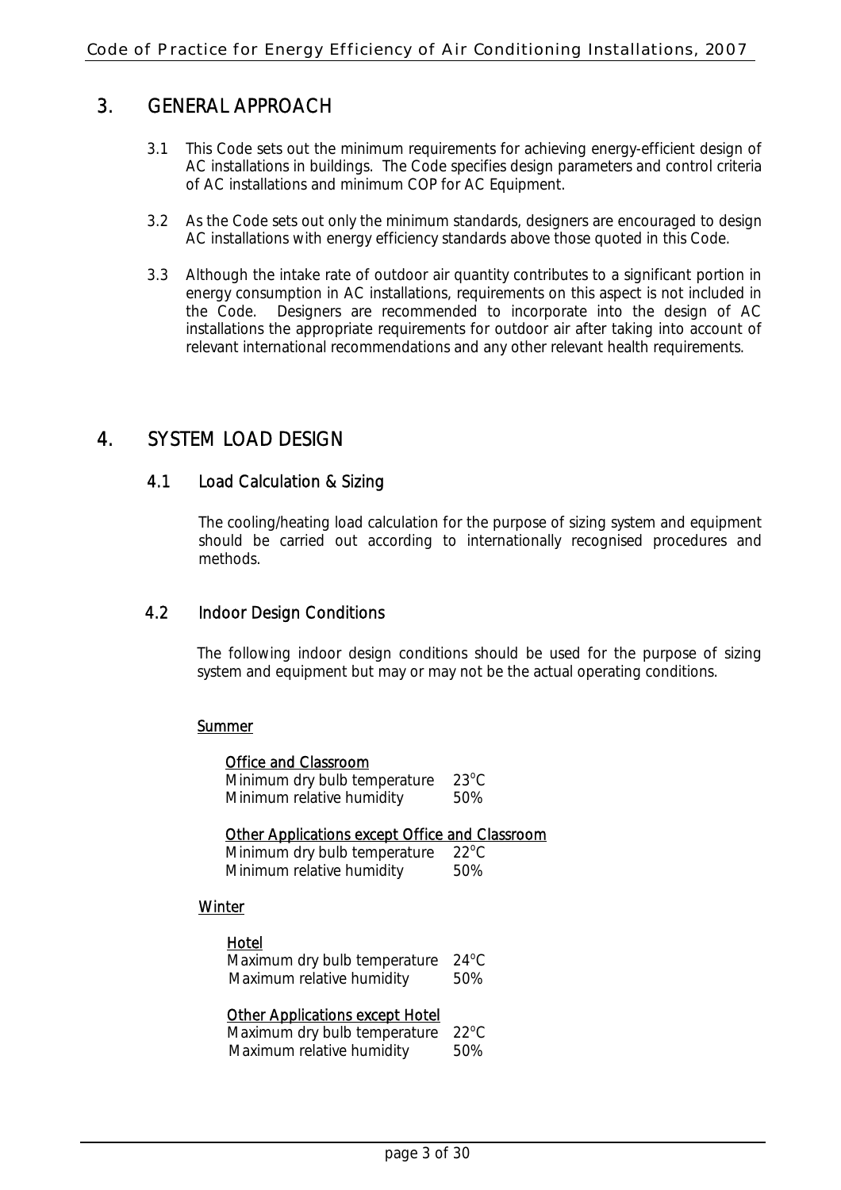# 3. GENERAL APPROACH

3.1 This Code sets out the minimum requirements for achieving energy-efficient design of AC installations in buildings. The Code specifies design parameters and control criteria of AC installations and minimum COP for AC Equipment.

3.2 As the Code sets out only the minimum standards, designers are encouraged to design AC installations with energy efficiency standards above those quoted in this Code.

3.3 Although the intake rate of outdoor air quantity contributes to a significant portion in energy consumption in AC installations, requirements on this aspect is not included in the Code. Designers are recommended to incorporate into the design of AC installations the appropriate requirements for outdoor air after taking into account of relevant international recommendations and any other relevant health requirements.

# 4. SYSTEM LOAD DESIGN

## 4.1 Load Calculation & Sizing

The cooling/heating load calculation for the purpose of sizing system and equipment should be carried out according to internationally recognised procedures and methods.

## 4.2 Indoor Design Conditions

The following indoor design conditions should be used for the purpose of sizing system and equipment but may or may not be the actual operating conditions.

<u>Summer</u>

<u>Office and Classroom</u>

| | |
|---|---|
| Minimum dry bulb temperature | 23°C |
| Minimum relative humidity | 50% |

<u>Other Applications except Office and Classroom</u>

| | |
|---|---|
| Minimum dry bulb temperature | 22°C |
| Minimum relative humidity | 50% |

<u>Winter</u>

<u>Hotel</u>

| | |
|---|---|
| Maximum dry bulb temperature | 24°C |
| Maximum relative humidity | 50% |

<u>Other Applications except Hotel</u>

| | |
|---|---|
| Maximum dry bulb temperature | 22°C |
| Maximum relative humidity | 50% |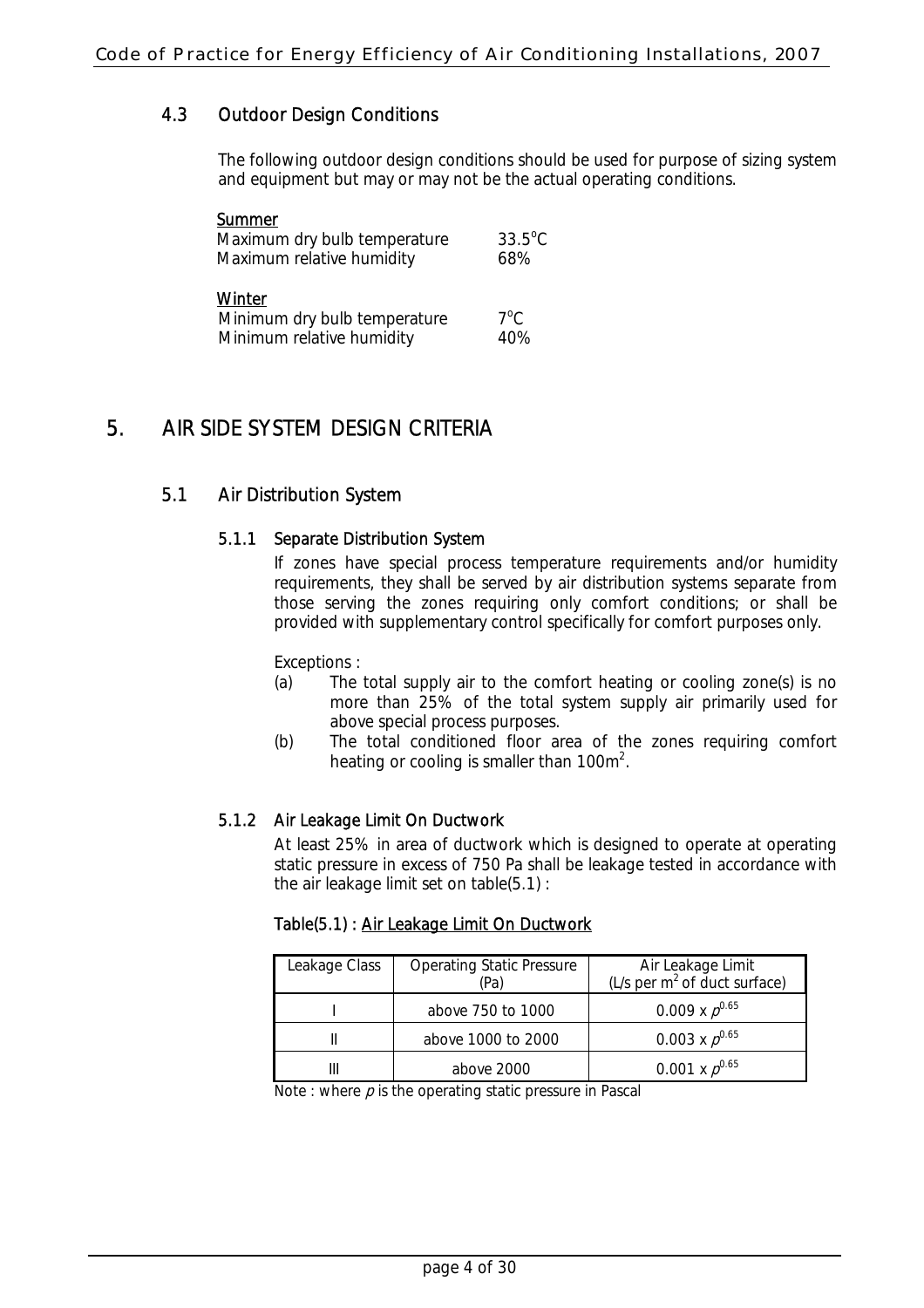### 4.3 Outdoor Design Conditions

The following outdoor design conditions should be used for purpose of sizing system and equipment but may or may not be the actual operating conditions.

Summer

| | |
|---|---|
| Maximum dry bulb temperature | 33.5$^{\circ}$C |
| Maximum relative humidity | 68% |

Winter

| | |
|---|---|
| Minimum dry bulb temperature | 7$^{\circ}$C |
| Minimum relative humidity | 40% |

# 5. AIR SIDE SYSTEM DESIGN CRITERIA

## 5.1 Air Distribution System

### 5.1.1 Separate Distribution System

If zones have special process temperature requirements and/or humidity requirements, they shall be served by air distribution systems separate from those serving the zones requiring only comfort conditions; or shall be provided with supplementary control specifically for comfort purposes only.

Exceptions :

(a) The total supply air to the comfort heating or cooling zone(s) is no more than 25% of the total system supply air primarily used for above special process purposes.

(b) The total conditioned floor area of the zones requiring comfort heating or cooling is smaller than 100m$^2$.

### 5.1.2 Air Leakage Limit On Ductwork

At least 25% in area of ductwork which is designed to operate at operating static pressure in excess of 750 Pa shall be leakage tested in accordance with the air leakage limit set on table(5.1) :

Table(5.1) : Air Leakage Limit On Ductwork

| Leakage Class | Operating Static Pressure (Pa) | Air Leakage Limit (L/s per m$^2$ of duct surface) |
|---|---|---|
| I | above 750 to 1000 | $0.009 \times p^{0.65}$ |
| II | above 1000 to 2000 | $0.003 \times p^{0.65}$ |
| III | above 2000 | $0.001 \times p^{0.65}$ |

Note : where $p$ is the operating static pressure in Pascal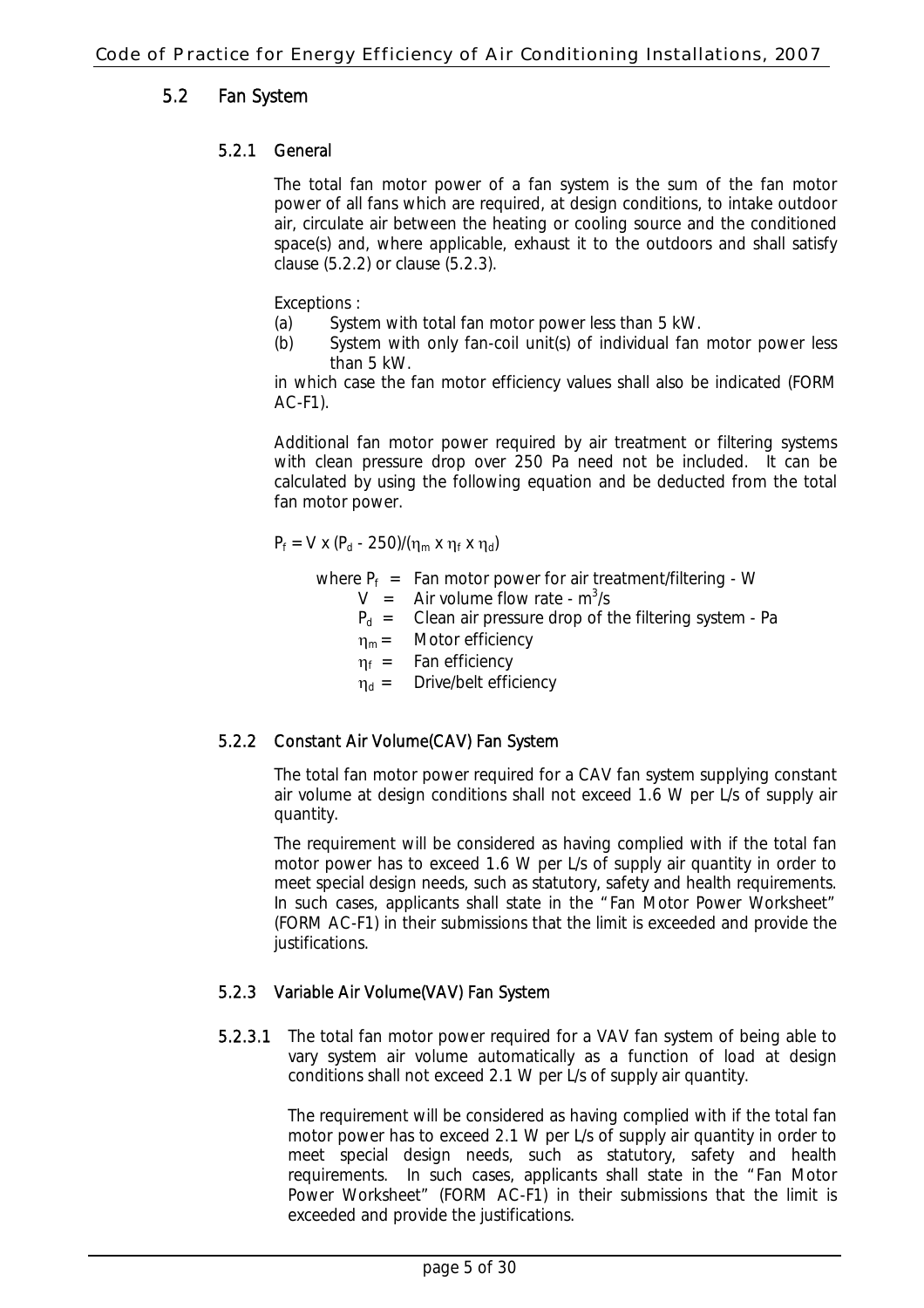## 5.2 Fan System

### 5.2.1 General

The total fan motor power of a fan system is the sum of the fan motor power of all fans which are required, at design conditions, to intake outdoor air, circulate air between the heating or cooling source and the conditioned space(s) and, where applicable, exhaust it to the outdoors and shall satisfy clause (5.2.2) or clause (5.2.3).

Exceptions :

(a) System with total fan motor power less than 5 kW.

(b) System with only fan-coil unit(s) of individual fan motor power less than 5 kW.

in which case the fan motor efficiency values shall also be indicated (FORM AC-F1).

Additional fan motor power required by air treatment or filtering systems with clean pressure drop over 250 Pa need not be included. It can be calculated by using the following equation and be deducted from the total fan motor power.

$P_f = V \times (P_d - 250)/(\eta_m \times \eta_f \times \eta_d)$

where $P_f$ = Fan motor power for air treatment/filtering - W
$V$ = Air volume flow rate - $m^3/s$
$P_d$ = Clean air pressure drop of the filtering system - Pa
$\eta_m$ = Motor efficiency
$\eta_f$ = Fan efficiency
$\eta_d$ = Drive/belt efficiency

### 5.2.2 Constant Air Volume(CAV) Fan System

The total fan motor power required for a CAV fan system supplying constant air volume at design conditions shall not exceed 1.6 W per L/s of supply air quantity.

The requirement will be considered as having complied with if the total fan motor power has to exceed 1.6 W per L/s of supply air quantity in order to meet special design needs, such as statutory, safety and health requirements. In such cases, applicants shall state in the "Fan Motor Power Worksheet" (FORM AC-F1) in their submissions that the limit is exceeded and provide the justifications.

### 5.2.3 Variable Air Volume(VAV) Fan System

**5.2.3.1** The total fan motor power required for a VAV fan system of being able to vary system air volume automatically as a function of load at design conditions shall not exceed 2.1 W per L/s of supply air quantity.

The requirement will be considered as having complied with if the total fan motor power has to exceed 2.1 W per L/s of supply air quantity in order to meet special design needs, such as statutory, safety and health requirements. In such cases, applicants shall state in the "Fan Motor Power Worksheet" (FORM AC-F1) in their submissions that the limit is exceeded and provide the justifications.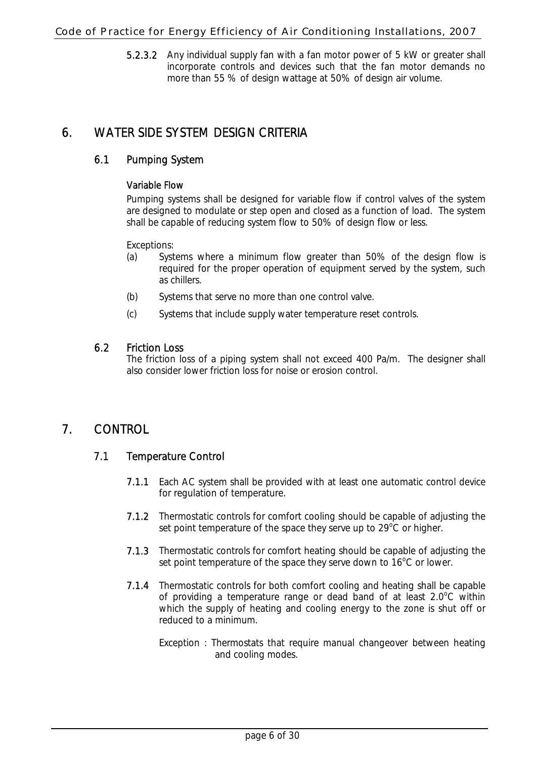**5.2.3.2** Any individual supply fan with a fan motor power of 5 kW or greater shall incorporate controls and devices such that the fan motor demands no more than 55 % of design wattage at 50% of design air volume.

# 6. WATER SIDE SYSTEM DESIGN CRITERIA

## 6.1 Pumping System

### Variable Flow

Pumping systems shall be designed for variable flow if control valves of the system are designed to modulate or step open and closed as a function of load. The system shall be capable of reducing system flow to 50% of design flow or less.

Exceptions:

(a) Systems where a minimum flow greater than 50% of the design flow is required for the proper operation of equipment served by the system, such as chillers.

(b) Systems that serve no more than one control valve.

(c) Systems that include supply water temperature reset controls.

## 6.2 Friction Loss

The friction loss of a piping system shall not exceed 400 Pa/m. The designer shall also consider lower friction loss for noise or erosion control.

# 7. CONTROL

## 7.1 Temperature Control

**7.1.1** Each AC system shall be provided with at least one automatic control device for regulation of temperature.

**7.1.2** Thermostatic controls for comfort cooling should be capable of adjusting the set point temperature of the space they serve up to 29$^{o}$C or higher.

**7.1.3** Thermostatic controls for comfort heating should be capable of adjusting the set point temperature of the space they serve down to 16$^{o}$C or lower.

**7.1.4** Thermostatic controls for both comfort cooling and heating shall be capable of providing a temperature range or dead band of at least 2.0$^{o}$C within which the supply of heating and cooling energy to the zone is shut off or reduced to a minimum.

Exception : Thermostats that require manual changeover between heating and cooling modes.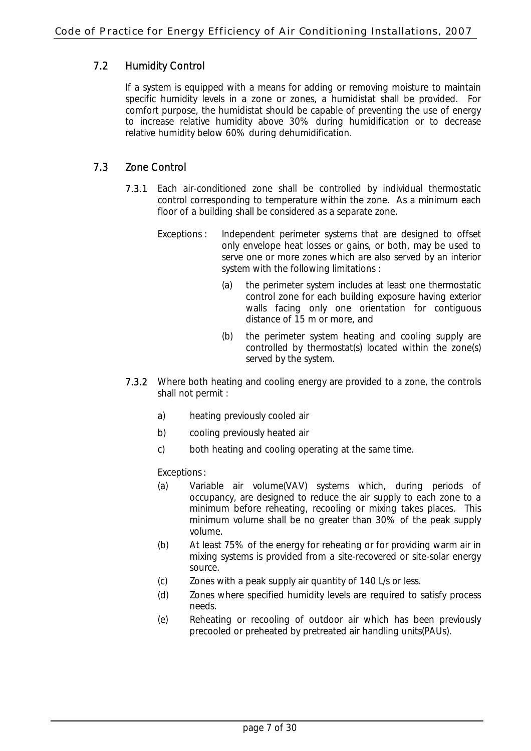## 7.2 Humidity Control

If a system is equipped with a means for adding or removing moisture to maintain specific humidity levels in a zone or zones, a humidistat shall be provided. For comfort purpose, the humidistat should be capable of preventing the use of energy to increase relative humidity above 30% during humidification or to decrease relative humidity below 60% during dehumidification.

## 7.3 Zone Control

**7.3.1** Each air-conditioned zone shall be controlled by individual thermostatic control corresponding to temperature within the zone. As a minimum each floor of a building shall be considered as a separate zone.

Exceptions : Independent perimeter systems that are designed to offset only envelope heat losses or gains, or both, may be used to serve one or more zones which are also served by an interior system with the following limitations :

(a) the perimeter system includes at least one thermostatic control zone for each building exposure having exterior walls facing only one orientation for contiguous distance of 15 m or more, and

(b) the perimeter system heating and cooling supply are controlled by thermostat(s) located within the zone(s) served by the system.

**7.3.2** Where both heating and cooling energy are provided to a zone, the controls shall not permit :

a) heating previously cooled air

b) cooling previously heated air

c) both heating and cooling operating at the same time.

Exceptions :

(a) Variable air volume(VAV) systems which, during periods of occupancy, are designed to reduce the air supply to each zone to a minimum before reheating, recooling or mixing takes places. This minimum volume shall be no greater than 30% of the peak supply volume.

(b) At least 75% of the energy for reheating or for providing warm air in mixing systems is provided from a site-recovered or site-solar energy source.

(c) Zones with a peak supply air quantity of 140 L/s or less.

(d) Zones where specified humidity levels are required to satisfy process needs.

(e) Reheating or recooling of outdoor air which has been previously precooled or preheated by pretreated air handling units(PAUs).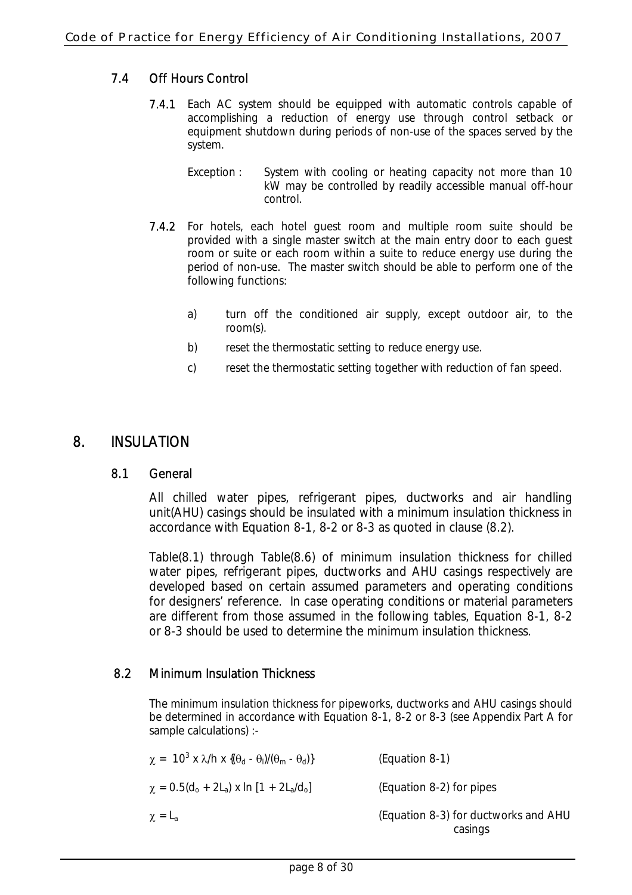### 7.4 Off Hours Control

**7.4.1** Each AC system should be equipped with automatic controls capable of accomplishing a reduction of energy use through control setback or equipment shutdown during periods of non-use of the spaces served by the system.

Exception : System with cooling or heating capacity not more than 10 kW may be controlled by readily accessible manual off-hour control.

**7.4.2** For hotels, each hotel guest room and multiple room suite should be provided with a single master switch at the main entry door to each guest room or suite or each room within a suite to reduce energy use during the period of non-use. The master switch should be able to perform one of the following functions:

a) turn off the conditioned air supply, except outdoor air, to the room(s).

b) reset the thermostatic setting to reduce energy use.

c) reset the thermostatic setting together with reduction of fan speed.

# 8. INSULATION

## 8.1 General

All chilled water pipes, refrigerant pipes, ductworks and air handling unit(AHU) casings should be insulated with a minimum insulation thickness in accordance with Equation 8-1, 8-2 or 8-3 as quoted in clause (8.2).

Table(8.1) through Table(8.6) of minimum insulation thickness for chilled water pipes, refrigerant pipes, ductworks and AHU casings respectively are developed based on certain assumed parameters and operating conditions for designers' reference. In case operating conditions or material parameters are different from those assumed in the following tables, Equation 8-1, 8-2 or 8-3 should be used to determine the minimum insulation thickness.

## 8.2 Minimum Insulation Thickness

The minimum insulation thickness for pipeworks, ductworks and AHU casings should be determined in accordance with Equation 8-1, 8-2 or 8-3 (see Appendix Part A for sample calculations) :-

$$\chi = 10^3 \times \lambda/h \times \{(\theta_d - \theta_l)/(\theta_m - \theta_d)\}$$ (Equation 8-1)

$$\chi = 0.5(d_o + 2L_a) \times \ln [1 + 2L_a/d_o]$$ (Equation 8-2) for pipes

$$\chi = L_a$$ (Equation 8-3) for ductworks and AHU casings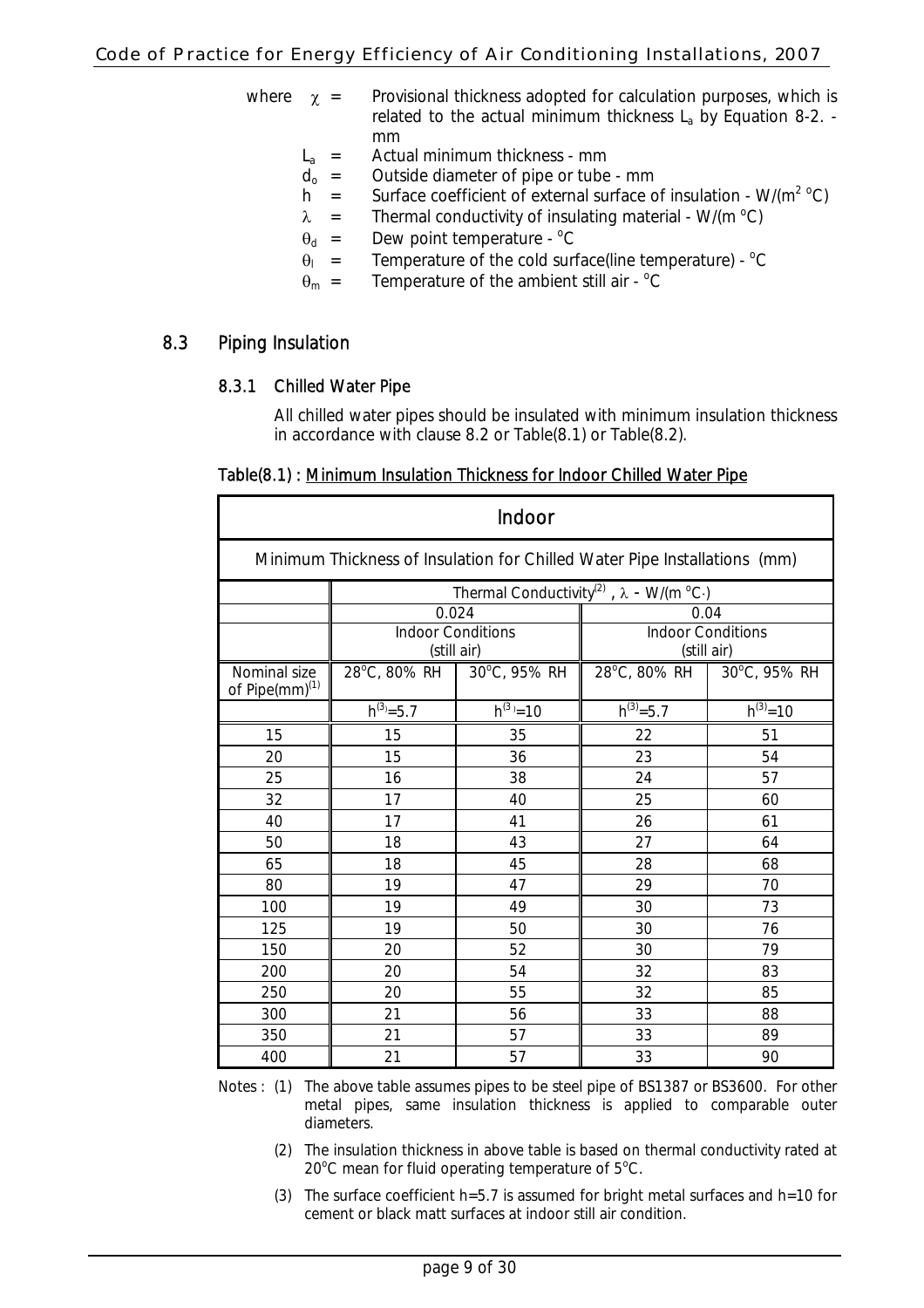where $\chi$ = Provisional thickness adopted for calculation purposes, which is related to the actual minimum thickness $L_a$ by Equation 8-2. - mm

$L_a$ = Actual minimum thickness - mm

$d_o$ = Outside diameter of pipe or tube - mm

$h$ = Surface coefficient of external surface of insulation - W/(m$^2$ $^o$C)

$\lambda$ = Thermal conductivity of insulating material - W/(m $^o$C)

$\theta_d$ = Dew point temperature - $^o$C

$\theta_l$ = Temperature of the cold surface(line temperature) - $^o$C

$\theta_m$ = Temperature of the ambient still air - $^o$C

## 8.3 Piping Insulation

### 8.3.1 Chilled Water Pipe

All chilled water pipes should be insulated with minimum insulation thickness in accordance with clause 8.2 or Table(8.1) or Table(8.2).

**Table(8.1) : Minimum Insulation Thickness for Indoor Chilled Water Pipe**

| Indoor | | | | |
|---|---|---|---|---|
| Minimum Thickness of Insulation for Chilled Water Pipe Installations (mm) | | | | |
| | Thermal Conductivity[(2)], $\lambda$ - W/(m $^o$C) | | | |
| | 0.024 | | 0.04 | |
| | Indoor Conditions (still air) | | Indoor Conditions (still air) | |
| Nominal size of Pipe(mm)[(1)] | 28$^o$C, 80% RH | 30$^o$C, 95% RH | 28$^o$C, 80% RH | 30$^o$C, 95% RH |
| | $h^{(3)}$=5.7 | $h^{(3)}$=10 | $h^{(3)}$=5.7 | $h^{(3)}$=10 |
| 15 | 15 | 35 | 22 | 51 |
| 20 | 15 | 36 | 23 | 54 |
| 25 | 16 | 38 | 24 | 57 |
| 32 | 17 | 40 | 25 | 60 |
| 40 | 17 | 41 | 26 | 61 |
| 50 | 18 | 43 | 27 | 64 |
| 65 | 18 | 45 | 28 | 68 |
| 80 | 19 | 47 | 29 | 70 |
| 100 | 19 | 49 | 30 | 73 |
| 125 | 19 | 50 | 30 | 76 |
| 150 | 20 | 52 | 30 | 79 |
| 200 | 20 | 54 | 32 | 83 |
| 250 | 20 | 55 | 32 | 85 |
| 300 | 21 | 56 | 33 | 88 |
| 350 | 21 | 57 | 33 | 89 |
| 400 | 21 | 57 | 33 | 90 |

Notes :
(1) The above table assumes pipes to be steel pipe of BS1387 or BS3600. For other metal pipes, same insulation thickness is applied to comparable outer diameters.

(2) The insulation thickness in above table is based on thermal conductivity rated at 20$^o$C mean for fluid operating temperature of 5$^o$C.

(3) The surface coefficient h=5.7 is assumed for bright metal surfaces and h=10 for cement or black matt surfaces at indoor still air condition.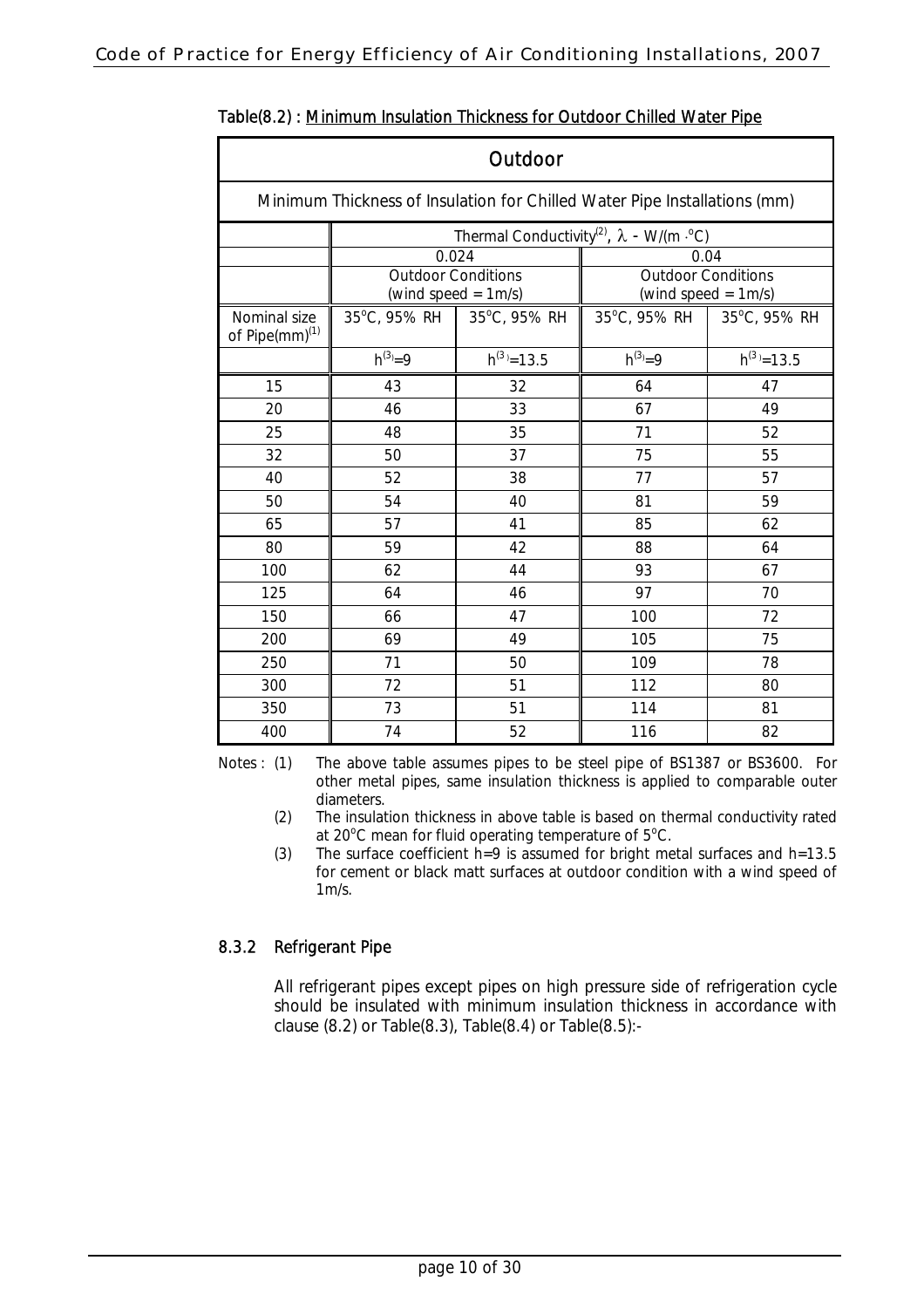Table(8.2) : Minimum Insulation Thickness for Outdoor Chilled Water Pipe

| Outdoor | | | | |
|---|---|---|---|---|
| Minimum Thickness of Insulation for Chilled Water Pipe Installations (mm) | | | | |
| | Thermal Conductivity[(2)], $\lambda$ - W/(m ·°C) | | | |
| | 0.024 | | 0.04 | |
| | Outdoor Conditions (wind speed = 1m/s) | | Outdoor Conditions (wind speed = 1m/s) | |
| Nominal size of Pipe(mm)[(1)] | 35°C, 95% RH | 35°C, 95% RH | 35°C, 95% RH | 35°C, 95% RH |
| | h[(3)]=9 | h[(3)]=13.5 | h[(3)]=9 | h[(3)]=13.5 |
| 15 | 43 | 32 | 64 | 47 |
| 20 | 46 | 33 | 67 | 49 |
| 25 | 48 | 35 | 71 | 52 |
| 32 | 50 | 37 | 75 | 55 |
| 40 | 52 | 38 | 77 | 57 |
| 50 | 54 | 40 | 81 | 59 |
| 65 | 57 | 41 | 85 | 62 |
| 80 | 59 | 42 | 88 | 64 |
| 100 | 62 | 44 | 93 | 67 |
| 125 | 64 | 46 | 97 | 70 |
| 150 | 66 | 47 | 100 | 72 |
| 200 | 69 | 49 | 105 | 75 |
| 250 | 71 | 50 | 109 | 78 |
| 300 | 72 | 51 | 112 | 80 |
| 350 | 73 | 51 | 114 | 81 |
| 400 | 74 | 52 | 116 | 82 |

Notes :
(1) The above table assumes pipes to be steel pipe of BS1387 or BS3600. For other metal pipes, same insulation thickness is applied to comparable outer diameters.
(2) The insulation thickness in above table is based on thermal conductivity rated at 20°C mean for fluid operating temperature of 5°C.
(3) The surface coefficient h=9 is assumed for bright metal surfaces and h=13.5 for cement or black matt surfaces at outdoor condition with a wind speed of 1m/s.

### 8.3.2 Refrigerant Pipe

All refrigerant pipes except pipes on high pressure side of refrigeration cycle should be insulated with minimum insulation thickness in accordance with clause (8.2) or Table(8.3), Table(8.4) or Table(8.5):-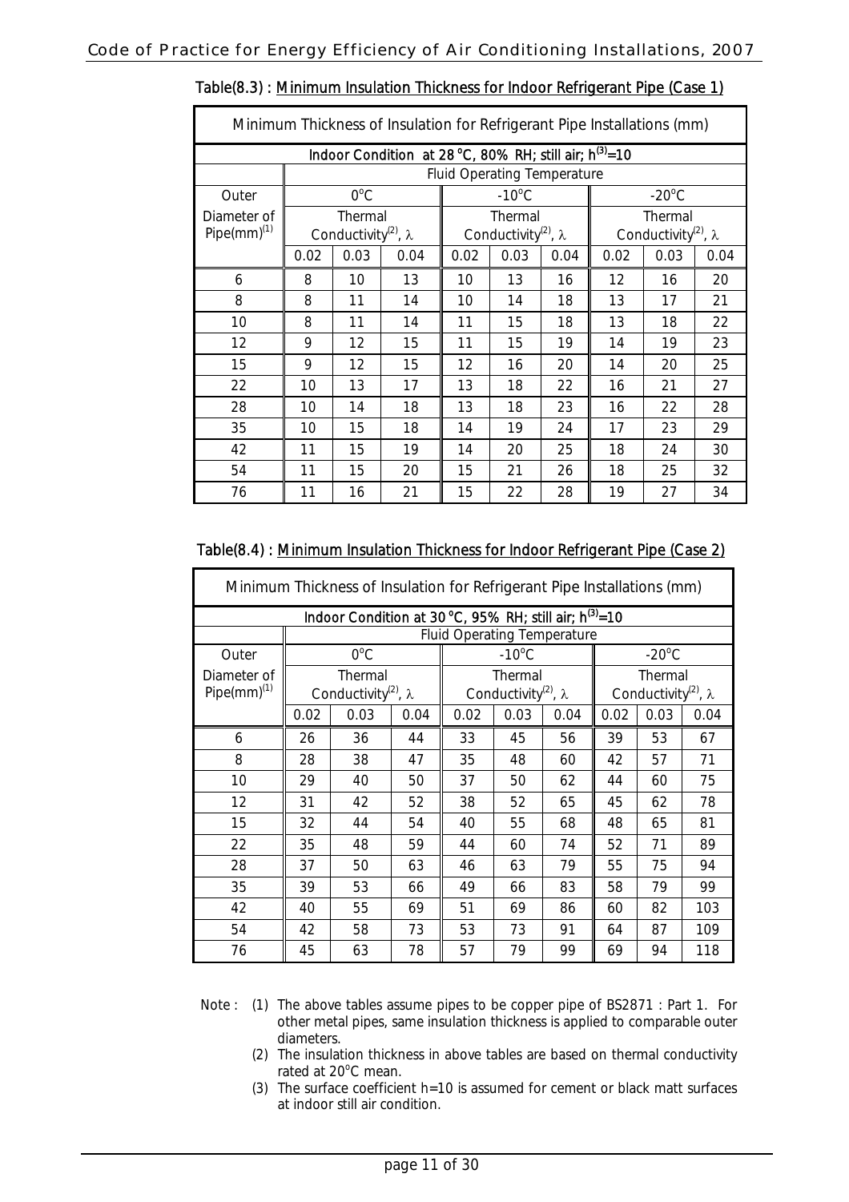Table(8.3) : Minimum Insulation Thickness for Indoor Refrigerant Pipe (Case 1)

| Minimum Thickness of Insulation for Refrigerant Pipe Installations (mm) | | | | | | | | | |
|---|---|---|---|---|---|---|---|---|---|
| Indoor Condition at 28 °C, 80% RH; still air; h[3]=10 | | | | | | | | | |
| | Fluid Operating Temperature | | | | | | | | |
| Outer Diameter of Pipe(mm)[1] | 0°C | | | -10°C | | | -20°C | | |
| | Thermal Conductivity[2], λ | | | Thermal Conductivity[2], λ | | | Thermal Conductivity[2], λ | | |
| | 0.02 | 0.03 | 0.04 | 0.02 | 0.03 | 0.04 | 0.02 | 0.03 | 0.04 |
| 6 | 8 | 10 | 13 | 10 | 13 | 16 | 12 | 16 | 20 |
| 8 | 8 | 11 | 14 | 10 | 14 | 18 | 13 | 17 | 21 |
| 10 | 8 | 11 | 14 | 11 | 15 | 18 | 13 | 18 | 22 |
| 12 | 9 | 12 | 15 | 11 | 15 | 19 | 14 | 19 | 23 |
| 15 | 9 | 12 | 15 | 12 | 16 | 20 | 14 | 20 | 25 |
| 22 | 10 | 13 | 17 | 13 | 18 | 22 | 16 | 21 | 27 |
| 28 | 10 | 14 | 18 | 13 | 18 | 23 | 16 | 22 | 28 |
| 35 | 10 | 15 | 18 | 14 | 19 | 24 | 17 | 23 | 29 |
| 42 | 11 | 15 | 19 | 14 | 20 | 25 | 18 | 24 | 30 |
| 54 | 11 | 15 | 20 | 15 | 21 | 26 | 18 | 25 | 32 |
| 76 | 11 | 16 | 21 | 15 | 22 | 28 | 19 | 27 | 34 |

Table(8.4) : Minimum Insulation Thickness for Indoor Refrigerant Pipe (Case 2)

| Minimum Thickness of Insulation for Refrigerant Pipe Installations (mm) | | | | | | | | | |
|---|---|---|---|---|---|---|---|---|---|
| Indoor Condition at 30 °C, 95% RH; still air; h[3]=10 | | | | | | | | | |
| | Fluid Operating Temperature | | | | | | | | |
| Outer Diameter of Pipe(mm)[1] | 0°C | | | -10°C | | | -20°C | | |
| | Thermal Conductivity[2], λ | | | Thermal Conductivity[2], λ | | | Thermal Conductivity[2], λ | | |
| | 0.02 | 0.03 | 0.04 | 0.02 | 0.03 | 0.04 | 0.02 | 0.03 | 0.04 |
| 6 | 26 | 36 | 44 | 33 | 45 | 56 | 39 | 53 | 67 |
| 8 | 28 | 38 | 47 | 35 | 48 | 60 | 42 | 57 | 71 |
| 10 | 29 | 40 | 50 | 37 | 50 | 62 | 44 | 60 | 75 |
| 12 | 31 | 42 | 52 | 38 | 52 | 65 | 45 | 62 | 78 |
| 15 | 32 | 44 | 54 | 40 | 55 | 68 | 48 | 65 | 81 |
| 22 | 35 | 48 | 59 | 44 | 60 | 74 | 52 | 71 | 89 |
| 28 | 37 | 50 | 63 | 46 | 63 | 79 | 55 | 75 | 94 |
| 35 | 39 | 53 | 66 | 49 | 66 | 83 | 58 | 79 | 99 |
| 42 | 40 | 55 | 69 | 51 | 69 | 86 | 60 | 82 | 103 |
| 54 | 42 | 58 | 73 | 53 | 73 | 91 | 64 | 87 | 109 |
| 76 | 45 | 63 | 78 | 57 | 79 | 99 | 69 | 94 | 118 |

Note :
(1) The above tables assume pipes to be copper pipe of BS2871 : Part 1. For other metal pipes, same insulation thickness is applied to comparable outer diameters.
(2) The insulation thickness in above tables are based on thermal conductivity rated at 20°C mean.
(3) The surface coefficient h=10 is assumed for cement or black matt surfaces at indoor still air condition.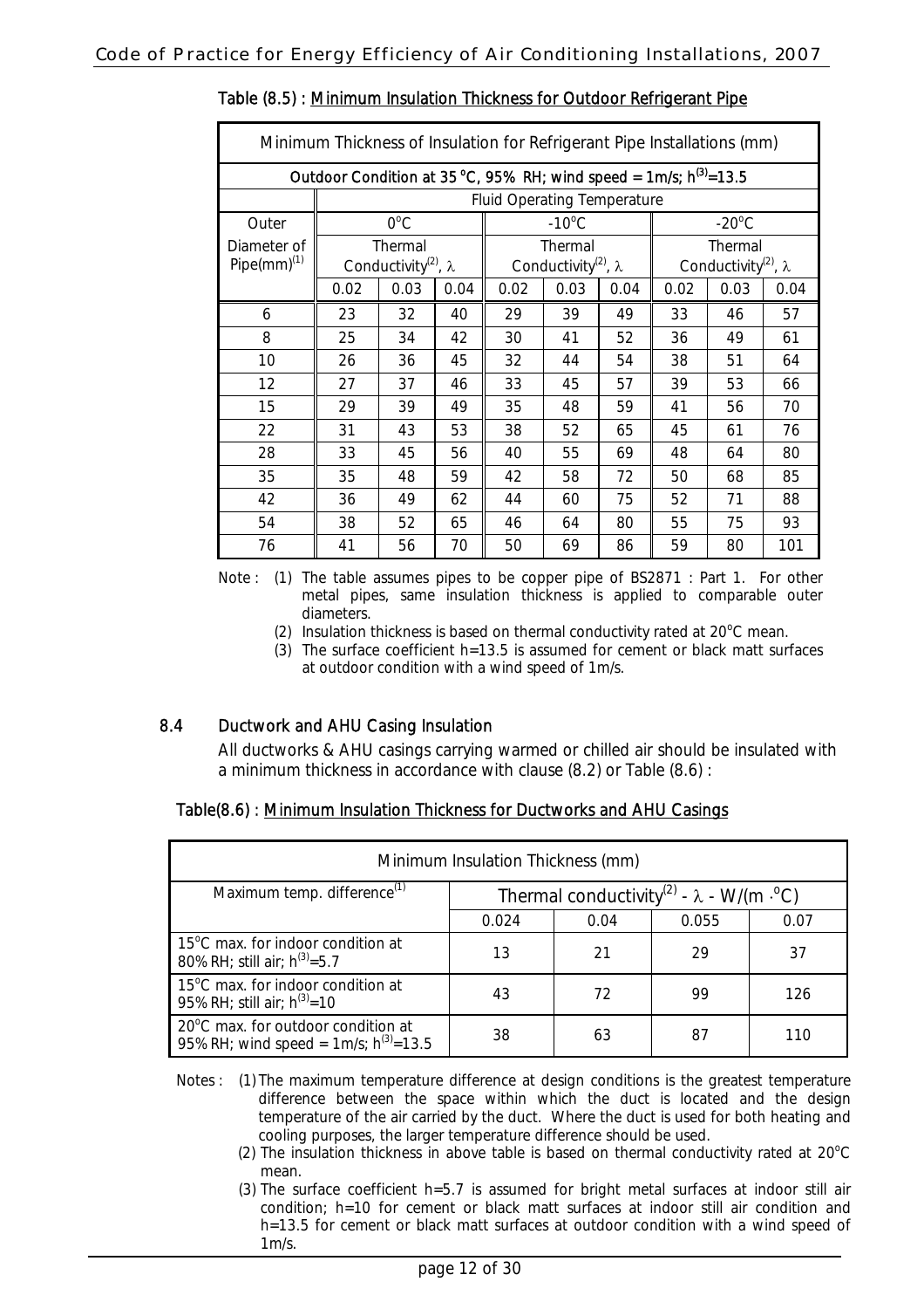Table (8.5) : Minimum Insulation Thickness for Outdoor Refrigerant Pipe

| Minimum Thickness of Insulation for Refrigerant Pipe Installations (mm) | | | | | | | | | |
|---|---|---|---|---|---|---|---|---|---|
| Outdoor Condition at 35 °C, 95% RH; wind speed = 1m/s; h[3]=13.5 | | | | | | | | | |
| | Fluid Operating Temperature | | | | | | | | |
| Outer Diameter of Pipe(mm)[1] | 0°C | | | -10°C | | | -20°C | | |
| | Thermal Conductivity[2], λ | | | Thermal Conductivity[2], λ | | | Thermal Conductivity[2], λ | | |
| | 0.02 | 0.03 | 0.04 | 0.02 | 0.03 | 0.04 | 0.02 | 0.03 | 0.04 |
| 6 | 23 | 32 | 40 | 29 | 39 | 49 | 33 | 46 | 57 |
| 8 | 25 | 34 | 42 | 30 | 41 | 52 | 36 | 49 | 61 |
| 10 | 26 | 36 | 45 | 32 | 44 | 54 | 38 | 51 | 64 |
| 12 | 27 | 37 | 46 | 33 | 45 | 57 | 39 | 53 | 66 |
| 15 | 29 | 39 | 49 | 35 | 48 | 59 | 41 | 56 | 70 |
| 22 | 31 | 43 | 53 | 38 | 52 | 65 | 45 | 61 | 76 |
| 28 | 33 | 45 | 56 | 40 | 55 | 69 | 48 | 64 | 80 |
| 35 | 35 | 48 | 59 | 42 | 58 | 72 | 50 | 68 | 85 |
| 42 | 36 | 49 | 62 | 44 | 60 | 75 | 52 | 71 | 88 |
| 54 | 38 | 52 | 65 | 46 | 64 | 80 | 55 | 75 | 93 |
| 76 | 41 | 56 | 70 | 50 | 69 | 86 | 59 | 80 | 101 |

Note :
(1) The table assumes pipes to be copper pipe of BS2871 : Part 1. For other metal pipes, same insulation thickness is applied to comparable outer diameters.
(2) Insulation thickness is based on thermal conductivity rated at 20°C mean.
(3) The surface coefficient h=13.5 is assumed for cement or black matt surfaces at outdoor condition with a wind speed of 1m/s.

## 8.4 Ductwork and AHU Casing Insulation

All ductworks & AHU casings carrying warmed or chilled air should be insulated with a minimum thickness in accordance with clause (8.2) or Table (8.6) :

Table(8.6) : Minimum Insulation Thickness for Ductworks and AHU Casings

| Minimum Insulation Thickness (mm) | | | | |
|---|---|---|---|---|
| Maximum temp. difference[1] | Thermal conductivity[2] - λ - W/(m ·°C) | | | |
| | 0.024 | 0.04 | 0.055 | 0.07 |
| 15°C max. for indoor condition at 80% RH; still air; h[3]=5.7 | 13 | 21 | 29 | 37 |
| 15°C max. for indoor condition at 95% RH; still air; h[3]=10 | 43 | 72 | 99 | 126 |
| 20°C max. for outdoor condition at 95% RH; wind speed = 1m/s; h[3]=13.5 | 38 | 63 | 87 | 110 |

Notes :
(1) The maximum temperature difference at design conditions is the greatest temperature difference between the space within which the duct is located and the design temperature of the air carried by the duct. Where the duct is used for both heating and cooling purposes, the larger temperature difference should be used.
(2) The insulation thickness in above table is based on thermal conductivity rated at 20°C mean.
(3) The surface coefficient h=5.7 is assumed for bright metal surfaces at indoor still air condition; h=10 for cement or black matt surfaces at indoor still air condition and h=13.5 for cement or black matt surfaces at outdoor condition with a wind speed of 1m/s.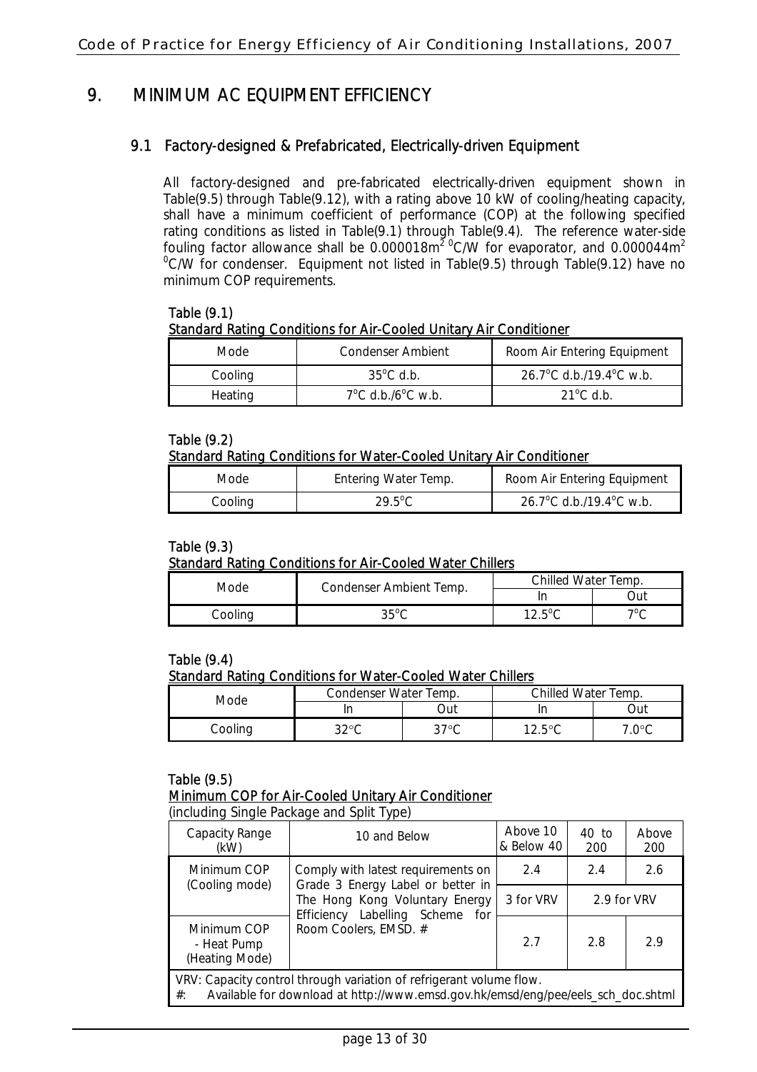# 9. MINIMUM AC EQUIPMENT EFFICIENCY

## 9.1 Factory-designed & Prefabricated, Electrically-driven Equipment

All factory-designed and pre-fabricated electrically-driven equipment shown in Table(9.5) through Table(9.12), with a rating above 10 kW of cooling/heating capacity, shall have a minimum coefficient of performance (COP) at the following specified rating conditions as listed in Table(9.1) through Table(9.4). The reference water-side fouling factor allowance shall be 0.000018m$^2$ $^0$C/W for evaporator, and 0.000044m$^2$ $^0$C/W for condenser. Equipment not listed in Table(9.5) through Table(9.12) have no minimum COP requirements.

**Table (9.1)**
**Standard Rating Conditions for Air-Cooled Unitary Air Conditioner**

| Mode | Condenser Ambient | Room Air Entering Equipment |
|---|---|---|
| Cooling | 35°C d.b. | 26.7°C d.b./19.4°C w.b. |
| Heating | 7°C d.b./6°C w.b. | 21°C d.b. |

**Table (9.2)**
**Standard Rating Conditions for Water-Cooled Unitary Air Conditioner**

| Mode | Entering Water Temp. | Room Air Entering Equipment |
|---|---|---|
| Cooling | 29.5°C | 26.7°C d.b./19.4°C w.b. |

**Table (9.3)**
**Standard Rating Conditions for Air-Cooled Water Chillers**

| Mode | Condenser Ambient Temp. | Chilled Water Temp. | |
|---|---|---|---|
| | | In | Out |
| Cooling | 35°C | 12.5°C | 7°C |

**Table (9.4)**
**Standard Rating Conditions for Water-Cooled Water Chillers**

| Mode | Condenser Water Temp. | | Chilled Water Temp. | |
|---|---|---|---|---|
| | In | Out | In | Out |
| Cooling | 32°C | 37°C | 12.5°C | 7.0°C |

**Table (9.5)**
**Minimum COP for Air-Cooled Unitary Air Conditioner**
(including Single Package and Split Type)

| Capacity Range (kW) | 10 and Below | Above 10 & Below 40 | 40 to 200 | Above 200 |
|---|---|---|---|---|
| Minimum COP (Cooling mode) | Comply with latest requirements on Grade 3 Energy Label or better in The Hong Kong Voluntary Energy Efficiency Labelling Scheme for Room Coolers, EMSD. # | 2.4 | 2.4 | 2.6 |
| | | 3 for VRV | 2.9 for VRV | |
| Minimum COP - Heat Pump (Heating Mode) | | 2.7 | 2.8 | 2.9 |

VRV: Capacity control through variation of refrigerant volume flow.
#: Available for download at http://www.emsd.gov.hk/emsd/eng/pee/eels_sch_doc.shtml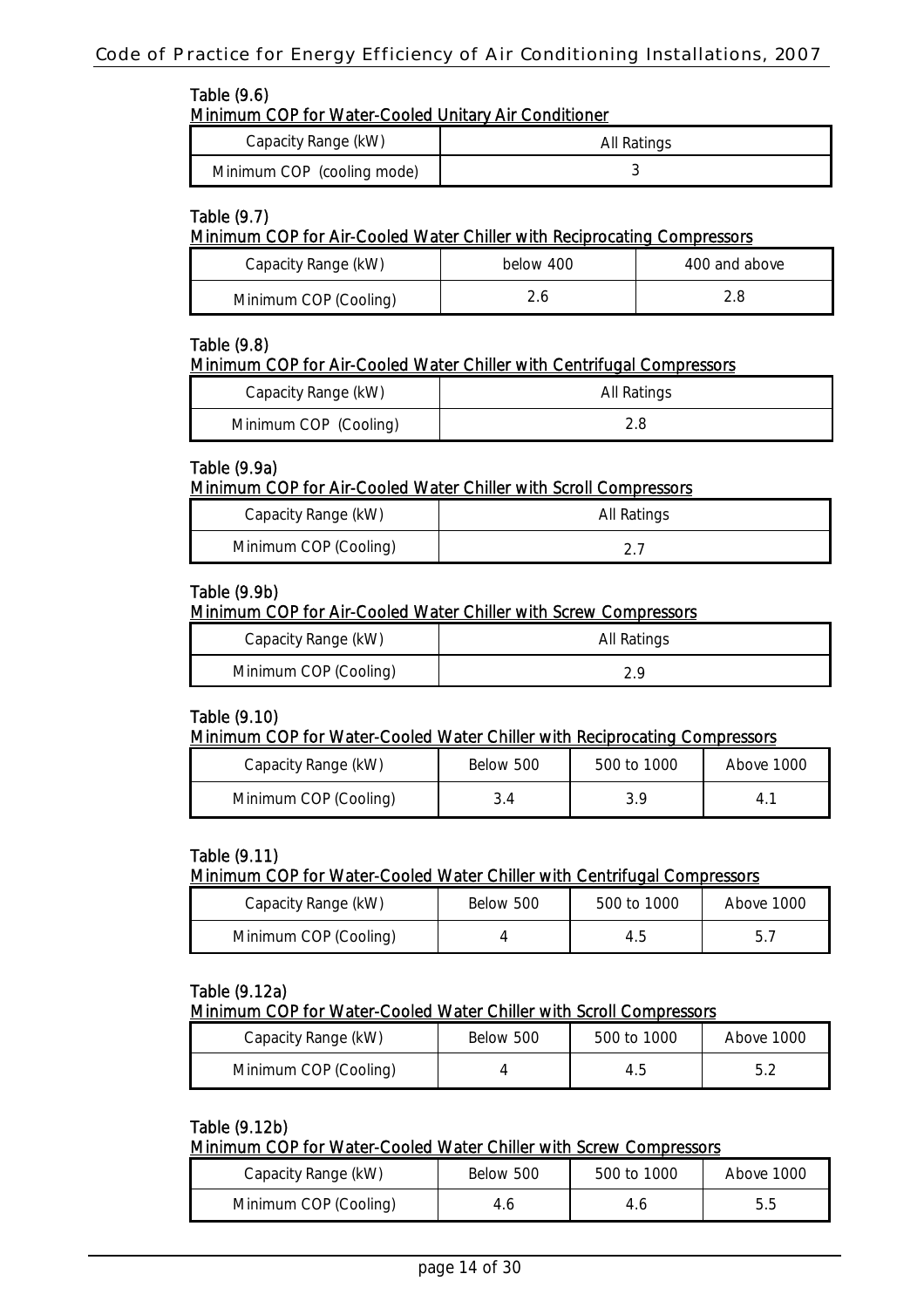Table (9.6)

Minimum COP for Water-Cooled Unitary Air Conditioner

| Capacity Range (kW) | All Ratings |
|---|---|
| Minimum COP (cooling mode) | 3 |

Table (9.7)

Minimum COP for Air-Cooled Water Chiller with Reciprocating Compressors

| Capacity Range (kW) | below 400 | 400 and above |
|---|---|---|
| Minimum COP (Cooling) | 2.6 | 2.8 |

Table (9.8)

Minimum COP for Air-Cooled Water Chiller with Centrifugal Compressors

| Capacity Range (kW) | All Ratings |
|---|---|
| Minimum COP (Cooling) | 2.8 |

Table (9.9a)

Minimum COP for Air-Cooled Water Chiller with Scroll Compressors

| Capacity Range (kW) | All Ratings |
|---|---|
| Minimum COP (Cooling) | 2.7 |

Table (9.9b)

Minimum COP for Air-Cooled Water Chiller with Screw Compressors

| Capacity Range (kW) | All Ratings |
|---|---|
| Minimum COP (Cooling) | 2.9 |

Table (9.10)

Minimum COP for Water-Cooled Water Chiller with Reciprocating Compressors

| Capacity Range (kW) | Below 500 | 500 to 1000 | Above 1000 |
|---|---|---|---|
| Minimum COP (Cooling) | 3.4 | 3.9 | 4.1 |

Table (9.11)

Minimum COP for Water-Cooled Water Chiller with Centrifugal Compressors

| Capacity Range (kW) | Below 500 | 500 to 1000 | Above 1000 |
|---|---|---|---|
| Minimum COP (Cooling) | 4 | 4.5 | 5.7 |

Table (9.12a)

Minimum COP for Water-Cooled Water Chiller with Scroll Compressors

| Capacity Range (kW) | Below 500 | 500 to 1000 | Above 1000 |
|---|---|---|---|
| Minimum COP (Cooling) | 4 | 4.5 | 5.2 |

Table (9.12b)

Minimum COP for Water-Cooled Water Chiller with Screw Compressors

| Capacity Range (kW) | Below 500 | 500 to 1000 | Above 1000 |
|---|---|---|---|
| Minimum COP (Cooling) | 4.6 | 4.6 | 5.5 |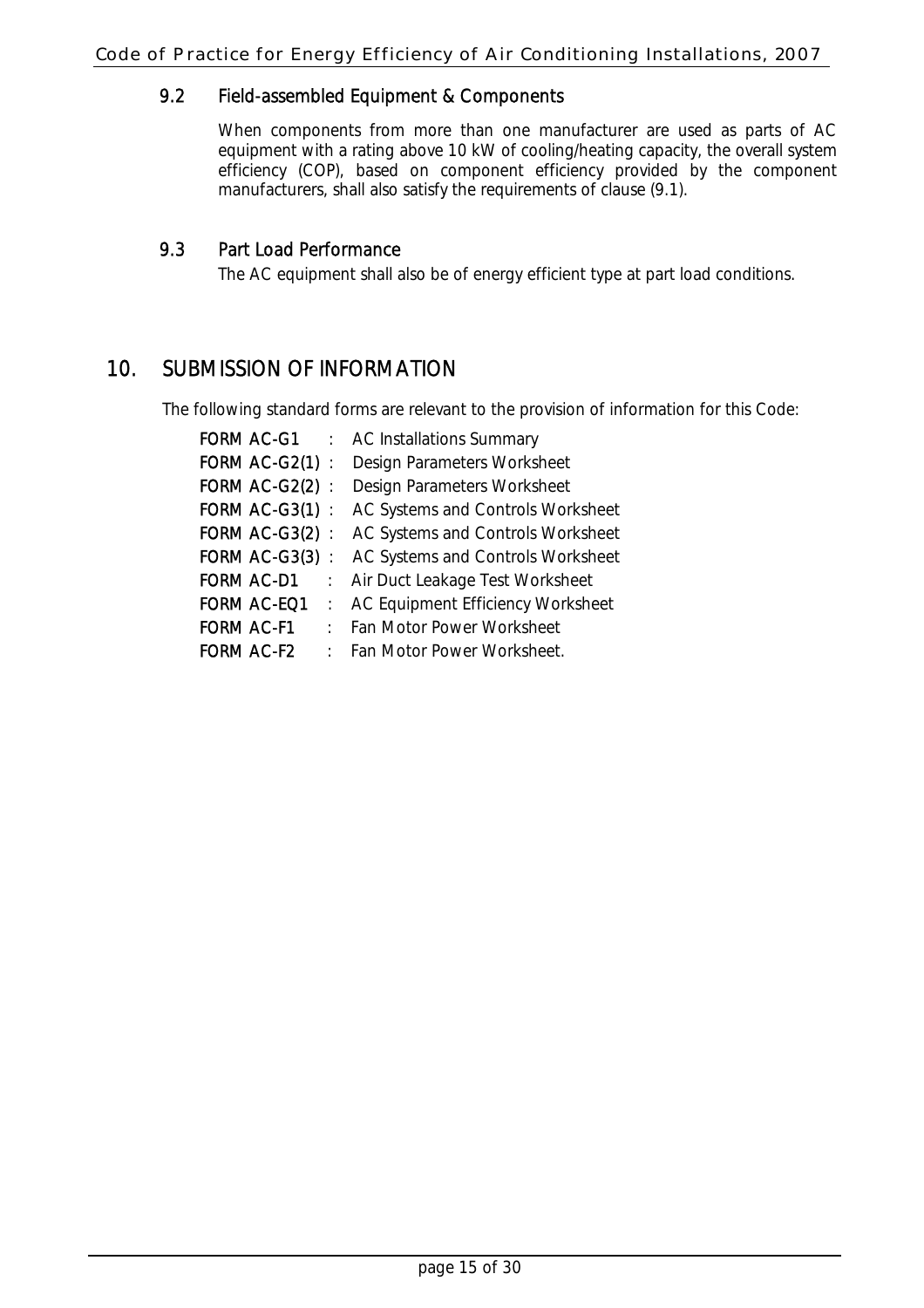### 9.2 Field-assembled Equipment & Components

When components from more than one manufacturer are used as parts of AC equipment with a rating above 10 kW of cooling/heating capacity, the overall system efficiency (COP), based on component efficiency provided by the component manufacturers, shall also satisfy the requirements of clause (9.1).

### 9.3 Part Load Performance

The AC equipment shall also be of energy efficient type at part load conditions.

## 10. SUBMISSION OF INFORMATION

The following standard forms are relevant to the provision of information for this Code:

**FORM AC-G1** : AC Installations Summary
**FORM AC-G2(1)** : Design Parameters Worksheet
**FORM AC-G2(2)** : Design Parameters Worksheet
**FORM AC-G3(1)** : AC Systems and Controls Worksheet
**FORM AC-G3(2)** : AC Systems and Controls Worksheet
**FORM AC-G3(3)** : AC Systems and Controls Worksheet
**FORM AC-D1** : Air Duct Leakage Test Worksheet
**FORM AC-EQ1** : AC Equipment Efficiency Worksheet
**FORM AC-F1** : Fan Motor Power Worksheet
**FORM AC-F2** : Fan Motor Power Worksheet.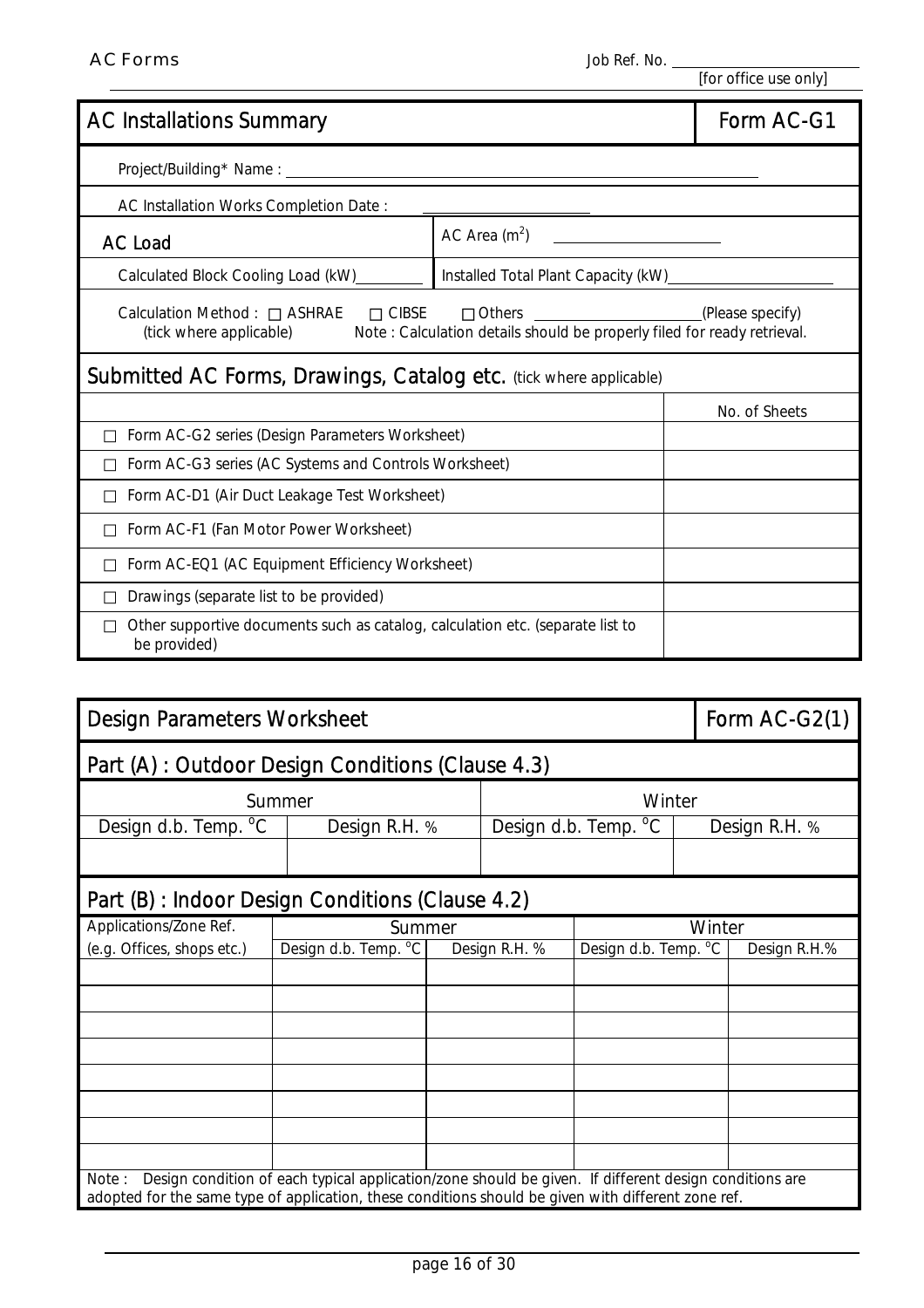AC Forms

Job Ref. No. ____________ [for office use only]

## AC Installations Summary — Form AC-G1

Project/Building* Name : ______________________________

AC Installation Works Completion Date : ______________

| AC Load | AC Area ($m^2$) ______________ |
|---|---|
| Calculated Block Cooling Load (kW)________ | Installed Total Plant Capacity (kW)______________ |

Calculation Method : □ ASHRAE □ CIBSE □ Others ______________(Please specify)
(tick where applicable) Note : Calculation details should be properly filed for ready retrieval.

### Submitted AC Forms, Drawings, Catalog etc. (tick where applicable)

| | No. of Sheets |
|---|---|
| □ Form AC-G2 series (Design Parameters Worksheet) | |
| □ Form AC-G3 series (AC Systems and Controls Worksheet) | |
| □ Form AC-D1 (Air Duct Leakage Test Worksheet) | |
| □ Form AC-F1 (Fan Motor Power Worksheet) | |
| □ Form AC-EQ1 (AC Equipment Efficiency Worksheet) | |
| □ Drawings (separate list to be provided) | |
| □ Other supportive documents such as catalog, calculation etc. (separate list to be provided) | |

## Design Parameters Worksheet — Form AC-G2(1)

### Part (A) : Outdoor Design Conditions (Clause 4.3)

| Summer | | Winter | |
|---|---|---|---|
| Design d.b. Temp. °C | Design R.H. % | Design d.b. Temp. °C | Design R.H. % |
| | | | |

### Part (B) : Indoor Design Conditions (Clause 4.2)

| Applications/Zone Ref. | Summer | | Winter | |
|---|---|---|---|---|
| (e.g. Offices, shops etc.) | Design d.b. Temp. °C | Design R.H. % | Design d.b. Temp. °C | Design R.H.% |
| | | | | |
| | | | | |
| | | | | |
| | | | | |
| | | | | |
| | | | | |
| | | | | |
| | | | | |

Note : Design condition of each typical application/zone should be given. If different design conditions are adopted for the same type of application, these conditions should be given with different zone ref.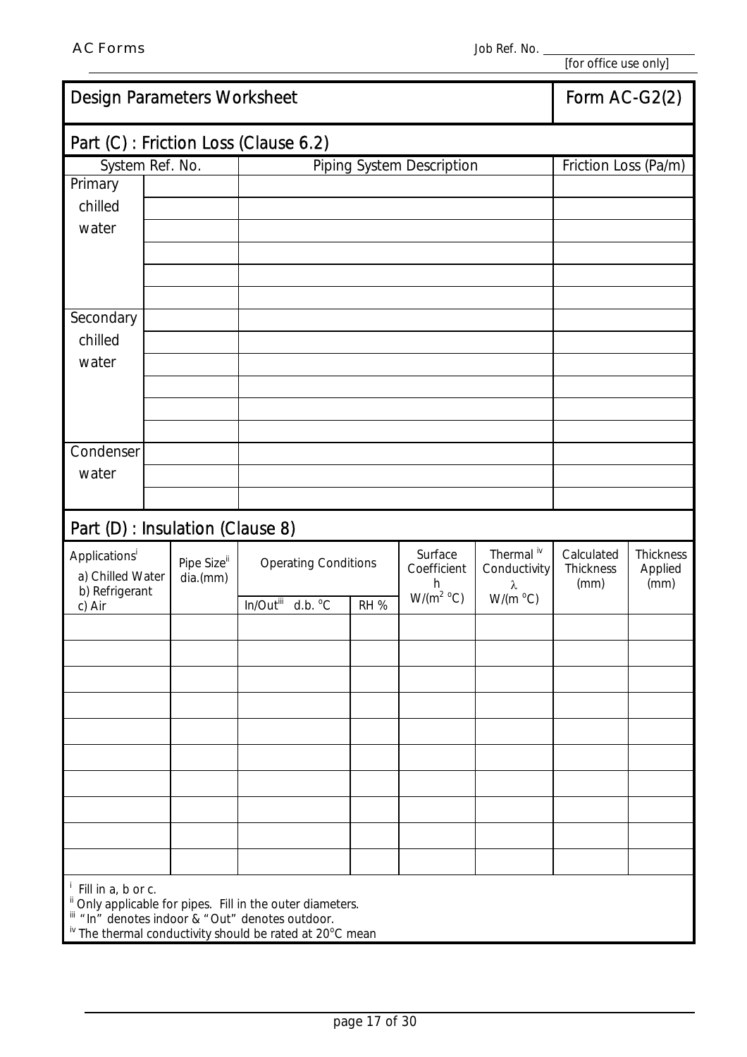AC Forms

Job Ref. No. ____________
[for office use only]

# Design Parameters Worksheet — Form AC-G2(2)

## Part (C) : Friction Loss (Clause 6.2)

| System Ref. No. | | Piping System Description | Friction Loss (Pa/m) |
|---|---|---|---|
| Primary chilled water | | | |
| | | | |
| | | | |
| | | | |
| | | | |
| | | | |
| Secondary chilled water | | | |
| | | | |
| | | | |
| | | | |
| | | | |
| | | | |
| Condenser water | | | |
| | | | |
| | | | |

## Part (D) : Insulation (Clause 8)

| Applications[i] a) Chilled Water b) Refrigerant c) Air | Pipe Size[ii] dia.(mm) | Operating Conditions | | Surface Coefficient h $W/(m^2\ ^oC)$ | Thermal[iv] Conductivity $\lambda$ $W/(m\ ^oC)$ | Calculated Thickness (mm) | Thickness Applied (mm) |
|---|---|---|---|---|---|---|---|
| | | In/Out[iii] d.b. $^oC$ | RH % | | | | |
| | | | | | | | |
| | | | | | | | |
| | | | | | | | |
| | | | | | | | |
| | | | | | | | |
| | | | | | | | |
| | | | | | | | |
| | | | | | | | |
| | | | | | | | |
| | | | | | | | |

[i] Fill in a, b or c.
[ii] Only applicable for pipes. Fill in the outer diameters.
[iii] "In" denotes indoor & "Out" denotes outdoor.
[iv] The thermal conductivity should be rated at $20^oC$ mean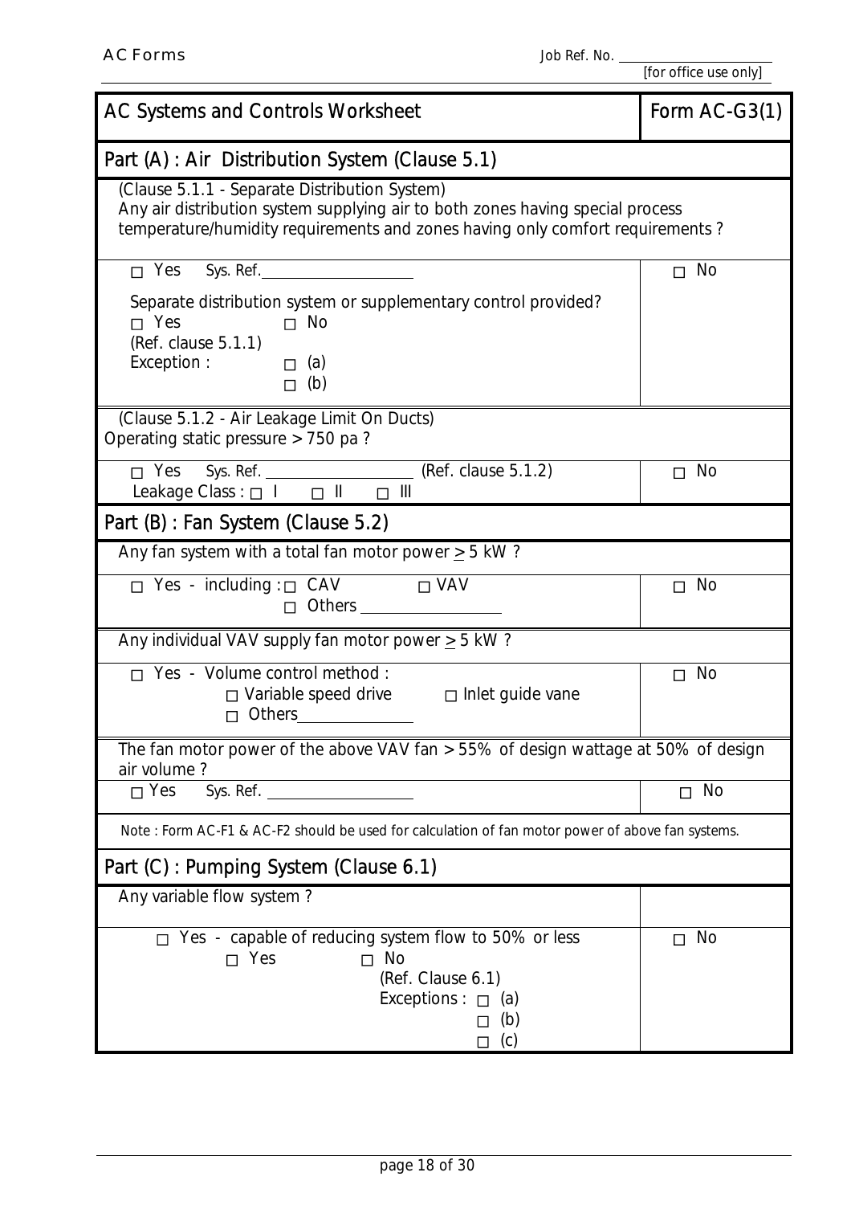AC Forms Job Ref. No. ____________ [for office use only]

| AC Systems and Controls Worksheet | Form AC-G3(1) |
|---|---|
| **Part (A) : Air Distribution System (Clause 5.1)** | |
| (Clause 5.1.1 - Separate Distribution System)<br>Any air distribution system supplying air to both zones having special process temperature/humidity requirements and zones having only comfort requirements ? | |
| □ Yes Sys. Ref.____________<br><br>Separate distribution system or supplementary control provided?<br>□ Yes □ No<br>(Ref. clause 5.1.1)<br>Exception : □ (a)<br>□ (b) | □ No |
| (Clause 5.1.2 - Air Leakage Limit On Ducts)<br>Operating static pressure > 750 pa ? | |
| □ Yes Sys. Ref. ____________ (Ref. clause 5.1.2)<br>Leakage Class : □ I □ II □ III | □ No |
| **Part (B) : Fan System (Clause 5.2)** | |
| Any fan system with a total fan motor power $\geq$ 5 kW ? | |
| □ Yes - including : □ CAV □ VAV<br>□ Others ____________ | □ No |
| Any individual VAV supply fan motor power $\geq$ 5 kW ? | |
| □ Yes - Volume control method :<br>□ Variable speed drive □ Inlet guide vane<br>□ Others____________ | □ No |
| The fan motor power of the above VAV fan > 55% of design wattage at 50% of design air volume ? | |
| □ Yes Sys. Ref. ____________ | □ No |
| Note : Form AC-F1 & AC-F2 should be used for calculation of fan motor power of above fan systems. | |
| **Part (C) : Pumping System (Clause 6.1)** | |
| Any variable flow system ? | |
| □ Yes - capable of reducing system flow to 50% or less<br>□ Yes □ No<br>(Ref. Clause 6.1)<br>Exceptions : □ (a)<br>□ (b)<br>□ (c) | □ No |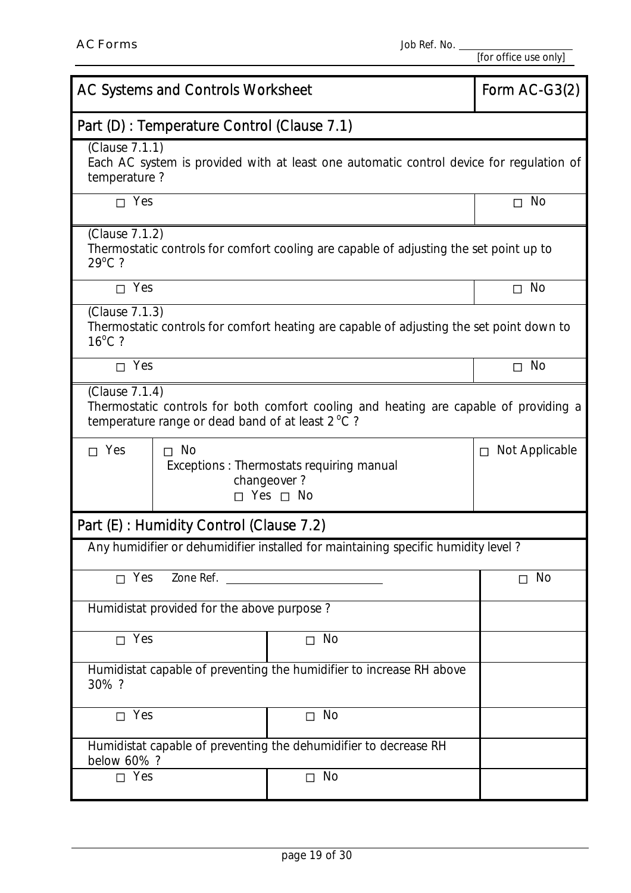AC Forms

Job Ref. No. ____________________
[for office use only]

## AC Systems and Controls Worksheet — Form AC-G3(2)

### Part (D) : Temperature Control (Clause 7.1)

(Clause 7.1.1)
Each AC system is provided with at least one automatic control device for regulation of temperature ?

□ Yes □ No

(Clause 7.1.2)
Thermostatic controls for comfort cooling are capable of adjusting the set point up to 29°C ?

□ Yes □ No

(Clause 7.1.3)
Thermostatic controls for comfort heating are capable of adjusting the set point down to 16°C ?

□ Yes □ No

(Clause 7.1.4)
Thermostatic controls for both comfort cooling and heating are capable of providing a temperature range or dead band of at least 2 °C ?

| | | |
|---|---|---|
| □ Yes | □ No<br>Exceptions : Thermostats requiring manual changeover ?<br>□ Yes □ No | □ Not Applicable |

### Part (E) : Humidity Control (Clause 7.2)

Any humidifier or dehumidifier installed for maintaining specific humidity level ?

□ Yes Zone Ref. ____________________ □ No

Humidistat provided for the above purpose ?

□ Yes □ No

Humidistat capable of preventing the humidifier to increase RH above 30% ?

□ Yes □ No

Humidistat capable of preventing the dehumidifier to decrease RH below 60% ?

□ Yes □ No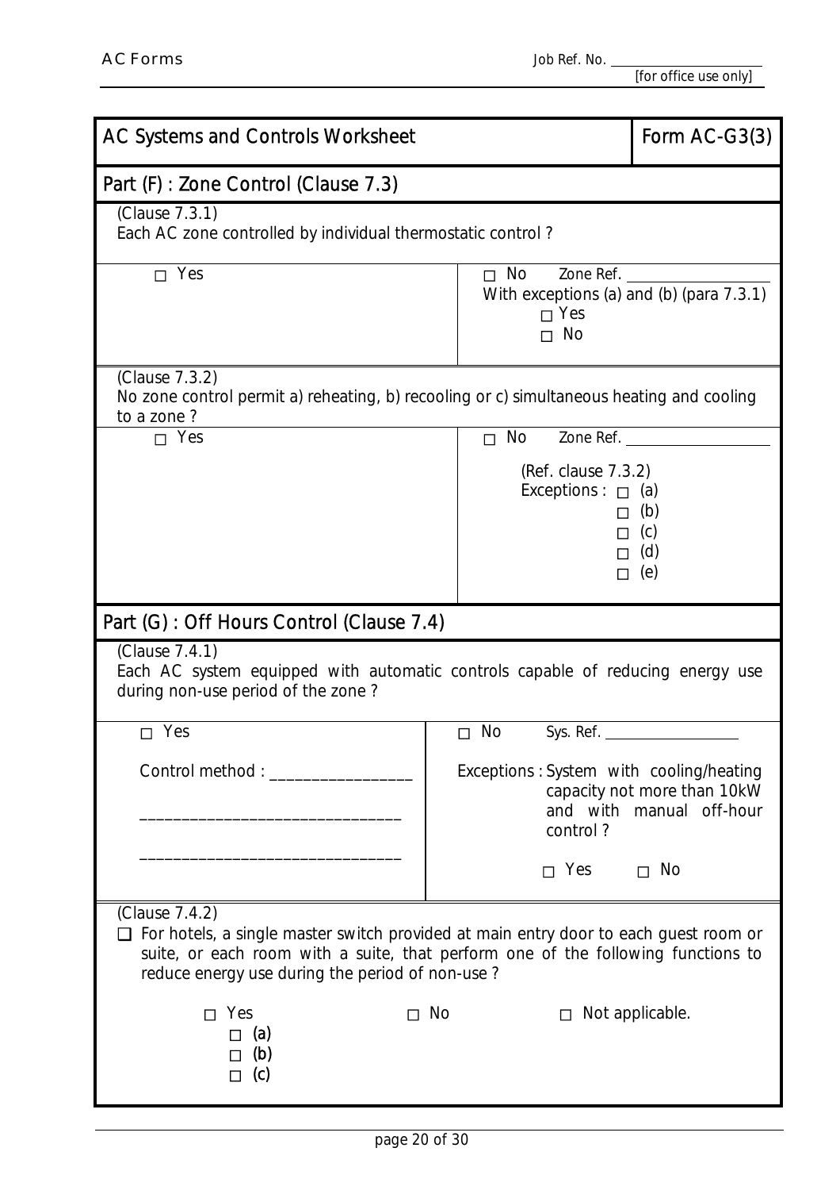| AC Systems and Controls Worksheet | Form AC-G3(3) |
|---|---|

## Part (F) : Zone Control (Clause 7.3)

(Clause 7.3.1)
Each AC zone controlled by individual thermostatic control ?

| | |
|---|---|
| □ Yes | □ No Zone Ref. ____________<br>With exceptions (a) and (b) (para 7.3.1)<br>□ Yes<br>□ No |

(Clause 7.3.2)
No zone control permit a) reheating, b) recooling or c) simultaneous heating and cooling to a zone ?

| | |
|---|---|
| □ Yes | □ No Zone Ref. ____________<br>(Ref. clause 7.3.2)<br>Exceptions : □ (a)<br>□ (b)<br>□ (c)<br>□ (d)<br>□ (e) |

## Part (G) : Off Hours Control (Clause 7.4)

(Clause 7.4.1)
Each AC system equipped with automatic controls capable of reducing energy use during non-use period of the zone ?

| | |
|---|---|
| □ Yes<br>Control method : ________________<br>______________________________<br>______________________________ | □ No Sys. Ref. ____________<br>Exceptions : System with cooling/heating capacity not more than 10kW and with manual off-hour control ?<br>□ Yes □ No |

(Clause 7.4.2)

❑ For hotels, a single master switch provided at main entry door to each guest room or suite, or each room with a suite, that perform one of the following functions to reduce energy use during the period of non-use ?

□ Yes
- □ (a)
- □ (b)
- □ (c)

□ No

□ Not applicable.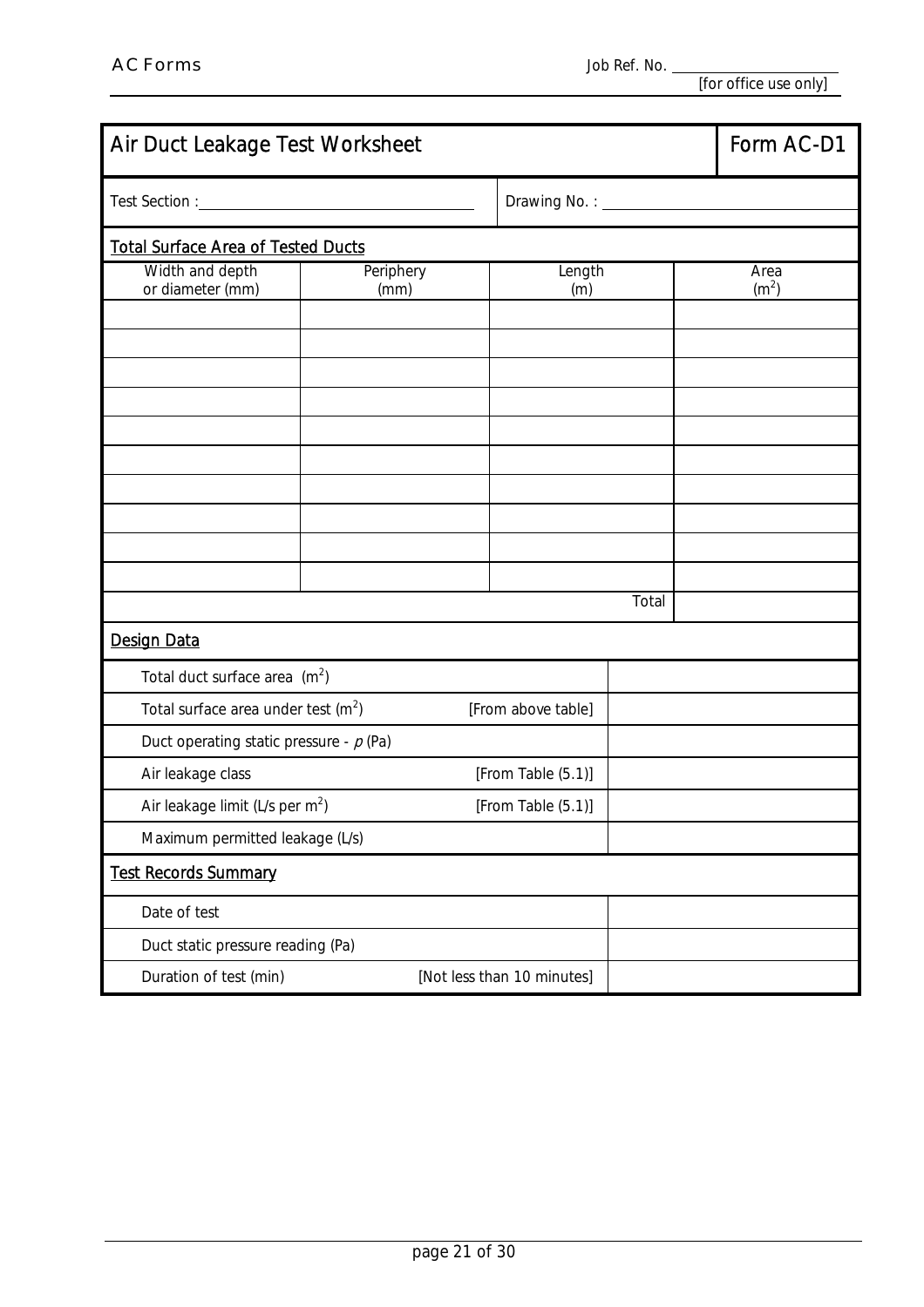Job Ref. No. ______________
[for office use only]

# Air Duct Leakage Test Worksheet

**Form AC-D1**

Test Section : ______________________ Drawing No. : ______________________

## Total Surface Area of Tested Ducts

| Width and depth or diameter (mm) | Periphery (mm) | Length (m) | Area ($m^2$) |
|---|---|---|---|
| | | | |
| | | | |
| | | | |
| | | | |
| | | | |
| | | | |
| | | | |
| | | | |
| | | | |
| | | | |
| | | Total | |

## Design Data

| | | |
|---|---|---|
| Total duct surface area ($m^2$) | | |
| Total surface area under test ($m^2$) | [From above table] | |
| Duct operating static pressure - $p$ (Pa) | | |
| Air leakage class | [From Table (5.1)] | |
| Air leakage limit (L/s per $m^2$) | [From Table (5.1)] | |
| Maximum permitted leakage (L/s) | | |

## Test Records Summary

| | | |
|---|---|---|
| Date of test | | |
| Duct static pressure reading (Pa) | | |
| Duration of test (min) | [Not less than 10 minutes] | |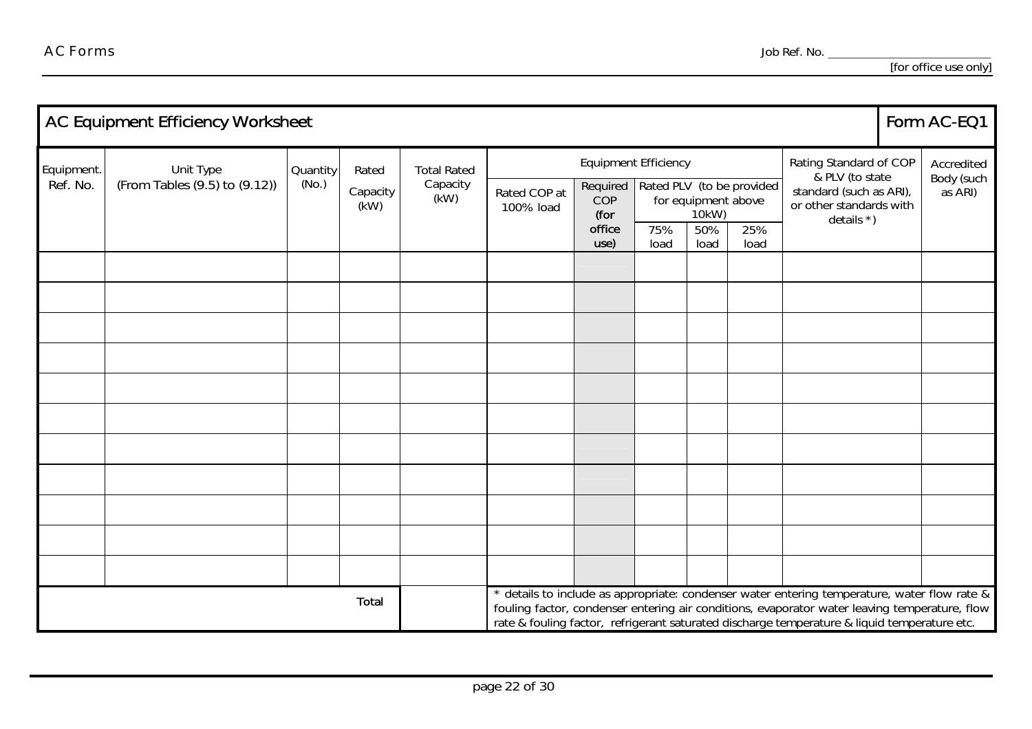Job Ref. No. ________________________
[for office use only]

## AC Equipment Efficiency Worksheet — Form AC-EQ1

| Equipment. Ref. No. | Unit Type (From Tables (9.5) to (9.12)) | Quantity (No.) | Rated Capacity (kW) | Total Rated Capacity (kW) | Equipment Efficiency | | | | | Rating Standard of COP & PLV (to state standard (such as ARI), or other standards with details *) | Accredited Body (such as ARI) |
|---|---|---|---|---|---|---|---|---|---|---|---|
| | | | | | Rated COP at 100% load | Required COP (for office use) | Rated PLV (to be provided for equipment above 10kW) | | | | |
| | | | | | | | 75% load | 50% load | 25% load | | |
| | | | | | | | | | | | |
| | | | | | | | | | | | |
| | | | | | | | | | | | |
| | | | | | | | | | | | |
| | | | | | | | | | | | |
| | | | | | | | | | | | |
| | | | | | | | | | | | |
| | | | | | | | | | | | |
| | | | | | | | | | | | |
| | | | | | | | | | | | |
| | | | | | | | | | | | |
| | | | Total | | | | | | | | |

* details to include as appropriate: condenser water entering temperature, water flow rate & fouling factor, condenser entering air conditions, evaporator water leaving temperature, flow rate & fouling factor, refrigerant saturated discharge temperature & liquid temperature etc.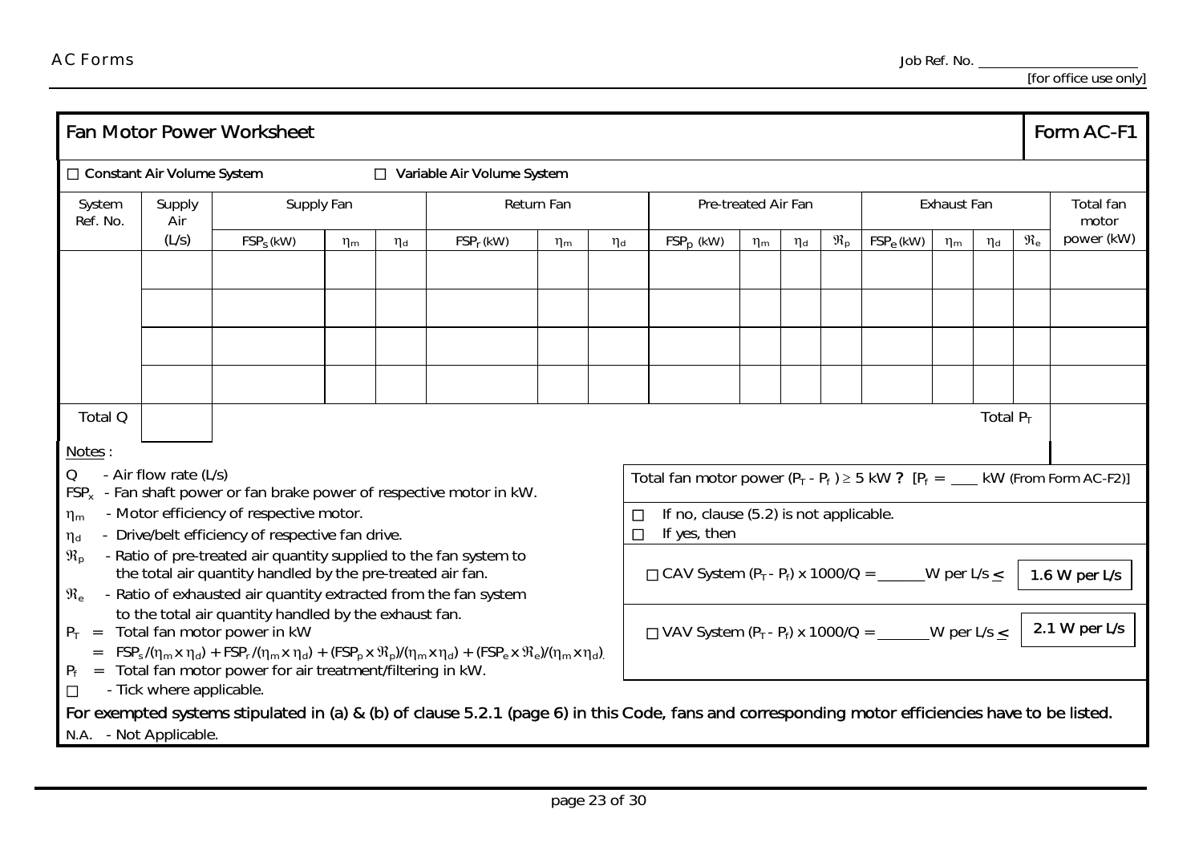Job Ref. No. ____________________
[for office use only]

## Fan Motor Power Worksheet — Form AC-F1

☐ Constant Air Volume System ☐ Variable Air Volume System

| System Ref. No. | Supply Air | Supply Fan | | | Return Fan | | | Pre-treated Air Fan | | | | Exhaust Fan | | | | Total fan motor power (kW) |
|---|---|---|---|---|---|---|---|---|---|---|---|---|---|---|---|---|
| | (L/s) | $FSP_s$ (kW) | $\eta_m$ | $\eta_d$ | $FSP_r$ (kW) | $\eta_m$ | $\eta_d$ | $FSP_p$ (kW) | $\eta_m$ | $\eta_d$ | $\Re_p$ | $FSP_e$ (kW) | $\eta_m$ | $\eta_d$ | $\Re_e$ | |
| | | | | | | | | | | | | | | | | |
| | | | | | | | | | | | | | | | | |
| | | | | | | | | | | | | | | | | |
| | | | | | | | | | | | | | | | | |
| Total Q | | | | | | | | | | | | | | | Total $P_T$ | |

Notes :

- Q - Air flow rate (L/s)
- $FSP_x$ - Fan shaft power or fan brake power of respective motor in kW.
- $\eta_m$ - Motor efficiency of respective motor.
- $\eta_d$ - Drive/belt efficiency of respective fan drive.
- $\Re_p$ - Ratio of pre-treated air quantity supplied to the fan system to the total air quantity handled by the pre-treated air fan.
- $\Re_e$ - Ratio of exhausted air quantity extracted from the fan system to the total air quantity handled by the exhaust fan.
- $P_T$ = Total fan motor power in kW
  $= FSP_s/(\eta_m \times \eta_d) + FSP_r/(\eta_m \times \eta_d) + (FSP_p \times \Re_p)/(\eta_m \times \eta_d) + (FSP_e \times \Re_e)/(\eta_m \times \eta_d)$.
- $P_f$ = Total fan motor power for air treatment/filtering in kW.
- ☐ - Tick where applicable.

Total fan motor power ($P_T$ - $P_f$) ≥ 5 kW ? [$P_f$ = ____ kW (From Form AC-F2)]

☐ If no, clause (5.2) is not applicable.
☐ If yes, then

☐ CAV System ($P_T$ - $P_f$) x 1000/Q = ______W per L/s ≤ **1.6 W per L/s**

☐ VAV System ($P_T$ - $P_f$) x 1000/Q = ______W per L/s ≤ **2.1 W per L/s**

For exempted systems stipulated in (a) & (b) of clause 5.2.1 (page 6) in this Code, fans and corresponding motor efficiencies have to be listed.

N.A. - Not Applicable.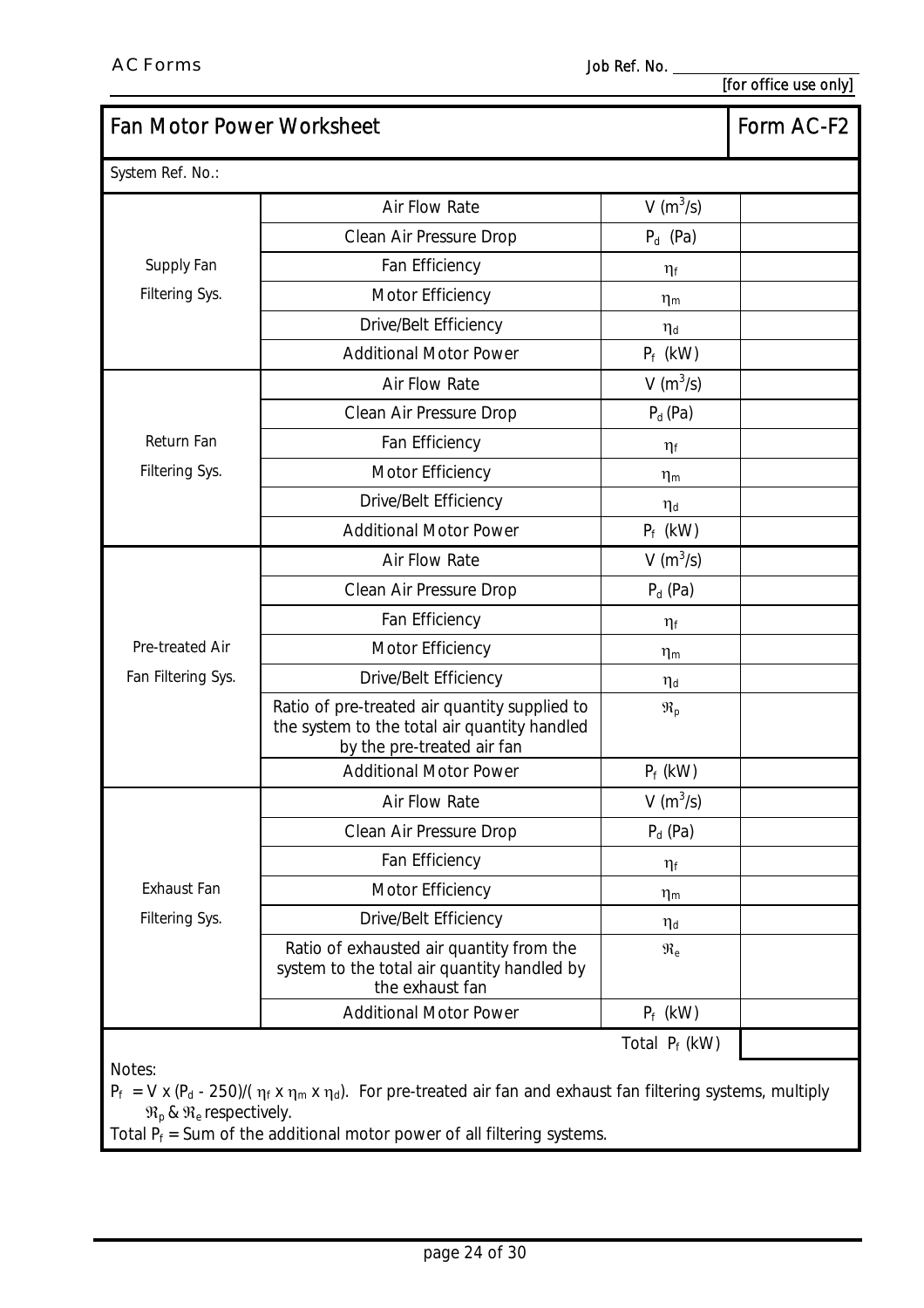AC Forms

Job Ref. No. ______ [for office use only]

| Fan Motor Power Worksheet | | | Form AC-F2 |
|---|---|---|---|
| System Ref. No.: | | | |
| Supply Fan Filtering Sys. | Air Flow Rate | $V$ ($m^3/s$) | |
| | Clean Air Pressure Drop | $P_d$ (Pa) | |
| | Fan Efficiency | $\eta_f$ | |
| | Motor Efficiency | $\eta_m$ | |
| | Drive/Belt Efficiency | $\eta_d$ | |
| | Additional Motor Power | $P_f$ (kW) | |
| Return Fan Filtering Sys. | Air Flow Rate | $V$ ($m^3/s$) | |
| | Clean Air Pressure Drop | $P_d$ (Pa) | |
| | Fan Efficiency | $\eta_f$ | |
| | Motor Efficiency | $\eta_m$ | |
| | Drive/Belt Efficiency | $\eta_d$ | |
| | Additional Motor Power | $P_f$ (kW) | |
| Pre-treated Air Fan Filtering Sys. | Air Flow Rate | $V$ ($m^3/s$) | |
| | Clean Air Pressure Drop | $P_d$ (Pa) | |
| | Fan Efficiency | $\eta_f$ | |
| | Motor Efficiency | $\eta_m$ | |
| | Drive/Belt Efficiency | $\eta_d$ | |
| | Ratio of pre-treated air quantity supplied to the system to the total air quantity handled by the pre-treated air fan | $\Re_p$ | |
| | Additional Motor Power | $P_f$ (kW) | |
| Exhaust Fan Filtering Sys. | Air Flow Rate | $V$ ($m^3/s$) | |
| | Clean Air Pressure Drop | $P_d$ (Pa) | |
| | Fan Efficiency | $\eta_f$ | |
| | Motor Efficiency | $\eta_m$ | |
| | Drive/Belt Efficiency | $\eta_d$ | |
| | Ratio of exhausted air quantity from the system to the total air quantity handled by the exhaust fan | $\Re_e$ | |
| | Additional Motor Power | $P_f$ (kW) | |
| | | Total $P_f$ (kW) | |

Notes:

$P_f = V \times (P_d - 250)/(\eta_f \times \eta_m \times \eta_d)$. For pre-treated air fan and exhaust fan filtering systems, multiply $\Re_p$ & $\Re_e$ respectively.

Total $P_f$ = Sum of the additional motor power of all filtering systems.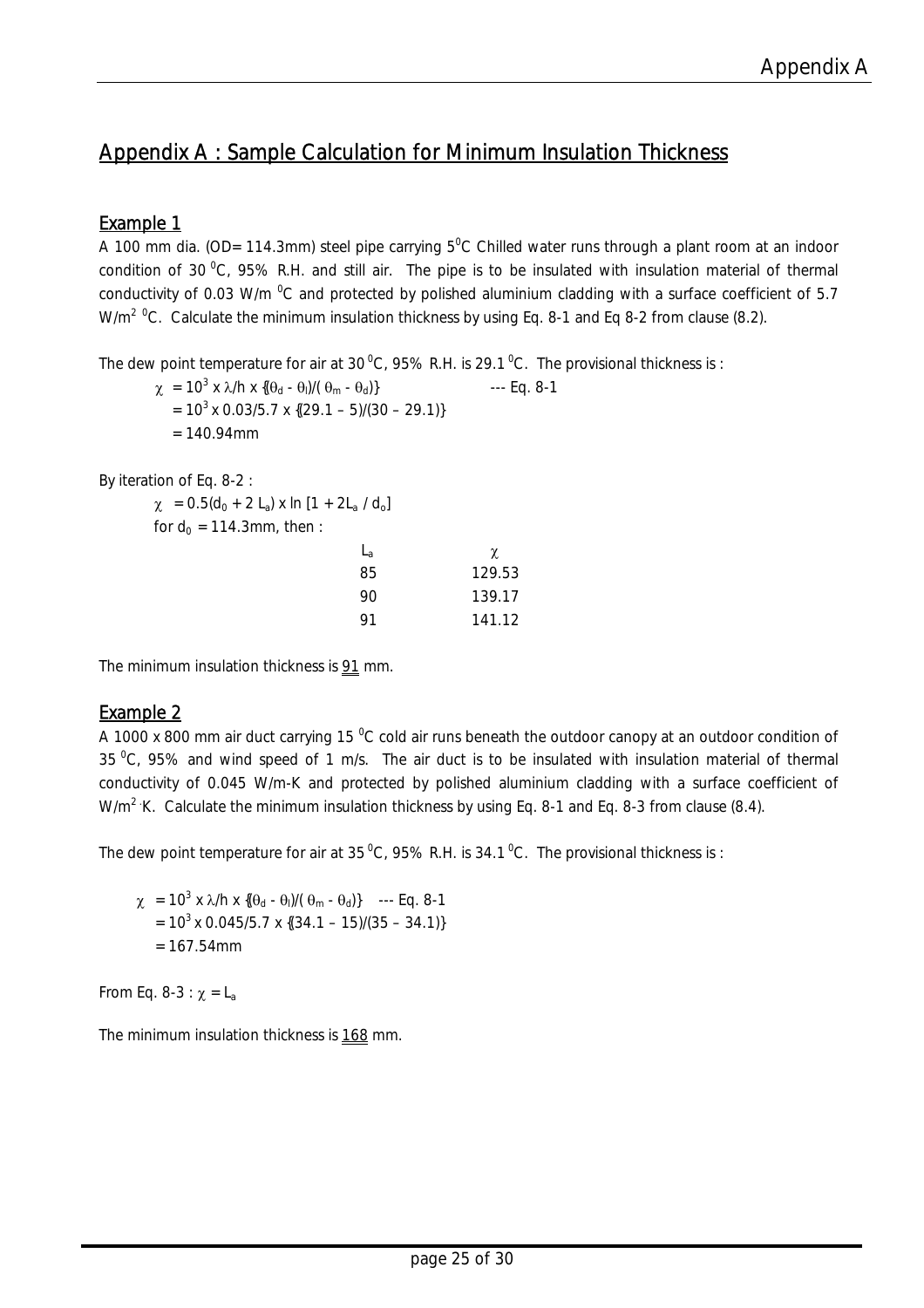// Document: b43b3729a0e2, page 29
# Appendix A : Sample Calculation for Minimum Insulation Thickness

## Example 1

A 100 mm dia. (OD= 114.3mm) steel pipe carrying 5 $^0$C Chilled water runs through a plant room at an indoor condition of 30 $^0$C, 95% R.H. and still air. The pipe is to be insulated with insulation material of thermal conductivity of 0.03 W/m $^0$C and protected by polished aluminium cladding with a surface coefficient of 5.7 W/m$^2$ $^0$C. Calculate the minimum insulation thickness by using Eq. 8-1 and Eq 8-2 from clause (8.2).

The dew point temperature for air at 30 $^0$C, 95% R.H. is 29.1 $^0$C. The provisional thickness is :

$\chi = 10^3 \times \lambda/h \times \{(\theta_d - \theta_l)/(\theta_m - \theta_d)\}$ --- Eq. 8-1

$= 10^3 \times 0.03/5.7 \times \{(29.1 - 5)/(30 - 29.1)\}$

$= 140.94$mm

By iteration of Eq. 8-2 :

$\chi = 0.5(d_0 + 2 L_a) \times \ln [1 + 2L_a / d_o]$

for $d_0$ = 114.3mm, then :

| $L_a$ | $\chi$ |
|---|---|
| 85 | 129.53 |
| 90 | 139.17 |
| 91 | 141.12 |

The minimum insulation thickness is 91 mm.

## Example 2

A 1000 x 800 mm air duct carrying 15 $^0$C cold air runs beneath the outdoor canopy at an outdoor condition of 35 $^0$C, 95% and wind speed of 1 m/s. The air duct is to be insulated with insulation material of thermal conductivity of 0.045 W/m-K and protected by polished aluminium cladding with a surface coefficient of W/m$^2$ K. Calculate the minimum insulation thickness by using Eq. 8-1 and Eq. 8-3 from clause (8.4).

The dew point temperature for air at 35 $^0$C, 95% R.H. is 34.1 $^0$C. The provisional thickness is :

$\chi = 10^3 \times \lambda/h \times \{(\theta_d - \theta_l)/(\theta_m - \theta_d)\}$ --- Eq. 8-1

$= 10^3 \times 0.045/5.7 \times \{(34.1 - 15)/(35 - 34.1)\}$

$= 167.54$mm

From Eq. 8-3 : $\chi = L_a$

The minimum insulation thickness is 168 mm.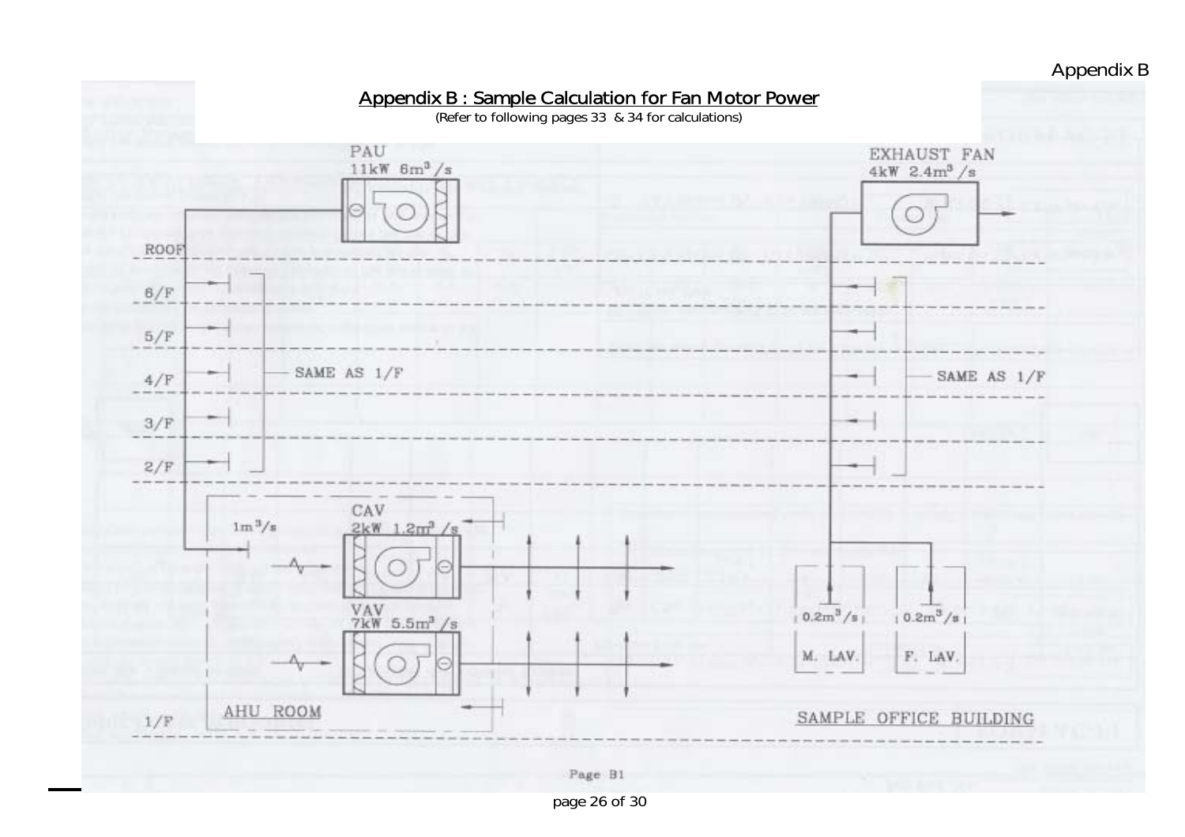## Appendix B : Sample Calculation for Fan Motor Power

(Refer to following pages 33 & 34 for calculations)

PAU
11kW 6m$^3$/s

EXHAUST FAN
4kW 2.4m$^3$/s

ROOF

6/F

5/F

4/F

3/F

2/F

SAME AS 1/F

SAME AS 1/F

CAV
2kW 1.2m$^3$/s

1m$^3$/s

VAV
7kW 5.5m$^3$/s

0.2m$^3$/s

0.2m$^3$/s

M. LAV.

F. LAV.

AHU ROOM

1/F

SAMPLE OFFICE BUILDING

Page B1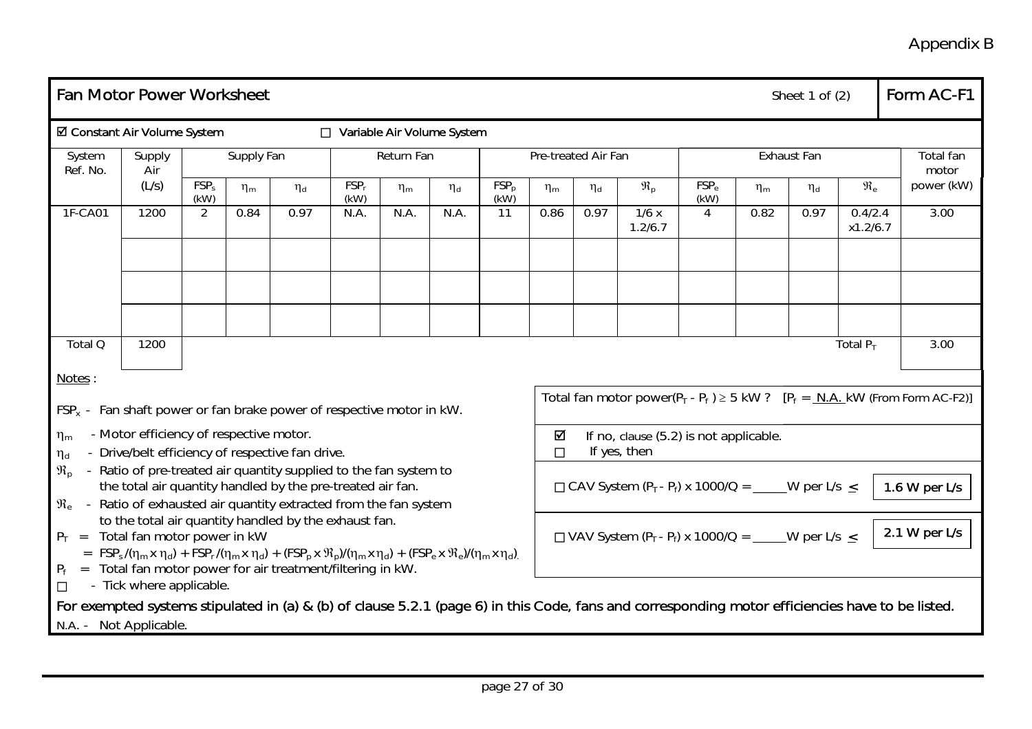Appendix B

## Fan Motor Power Worksheet

Sheet 1 of (2) — Form AC-F1

☑ Constant Air Volume System ☐ Variable Air Volume System

| System Ref. No. | Supply Air | Supply Fan | | | Return Fan | | | Pre-treated Air Fan | | | | Exhaust Fan | | | | Total fan motor power (kW) |
|---|---|---|---|---|---|---|---|---|---|---|---|---|---|---|---|---|
| | (L/s) | $FSP_s$ (kW) | $\eta_m$ | $\eta_d$ | $FSP_r$ (kW) | $\eta_m$ | $\eta_d$ | $FSP_p$ (kW) | $\eta_m$ | $\eta_d$ | $\Re_p$ | $FSP_e$ (kW) | $\eta_m$ | $\eta_d$ | $\Re_e$ | |
| 1F-CA01 | 1200 | 2 | 0.84 | 0.97 | N.A. | N.A. | N.A. | 11 | 0.86 | 0.97 | 1/6 x 1.2/6.7 | 4 | 0.82 | 0.97 | 0.4/2.4 x1.2/6.7 | 3.00 |
| | | | | | | | | | | | | | | | | |
| | | | | | | | | | | | | | | | | |
| | | | | | | | | | | | | | | | | |
| Total Q | 1200 | | | | | | | | | | | | | | Total $P_T$ | 3.00 |

Notes :

$FSP_x$ - Fan shaft power or fan brake power of respective motor in kW.

$\eta_m$ - Motor efficiency of respective motor.

$\eta_d$ - Drive/belt efficiency of respective fan drive.

$\Re_p$ - Ratio of pre-treated air quantity supplied to the fan system to the total air quantity handled by the pre-treated air fan.

$\Re_e$ - Ratio of exhausted air quantity extracted from the fan system to the total air quantity handled by the exhaust fan.

$P_T$ = Total fan motor power in kW

$= FSP_s/(\eta_m \times \eta_d) + FSP_r/(\eta_m \times \eta_d) + (FSP_p \times \Re_p)/(\eta_m \times \eta_d) + (FSP_e \times \Re_e)/(\eta_m \times \eta_d)$.

$P_f$ = Total fan motor power for air treatment/filtering in kW.

☐ - Tick where applicable.

Total fan motor power($P_T$ - $P_f$ ) ≥ 5 kW ? [$P_f$ = N.A. kW (From Form AC-F2)]

☑ If no, clause (5.2) is not applicable.

☐ If yes, then

☐ CAV System ($P_T$ - $P_f$) x 1000/Q = _____W per L/s ≤ **1.6 W per L/s**

☐ VAV System ($P_T$ - $P_f$) x 1000/Q = _____W per L/s ≤ **2.1 W per L/s**

For exempted systems stipulated in (a) & (b) of clause 5.2.1 (page 6) in this Code, fans and corresponding motor efficiencies have to be listed.

N.A. - Not Applicable.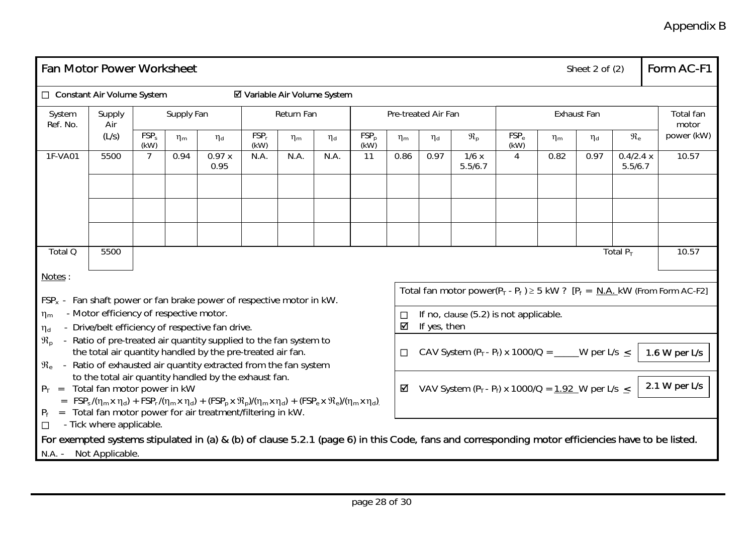Appendix B

## Fan Motor Power Worksheet

Sheet 2 of (2) | **Form AC-F1**

☐ Constant Air Volume System ☑ Variable Air Volume System

| System Ref. No. | Supply Air | Supply Fan | | | Return Fan | | | Pre-treated Air Fan | | | | Exhaust Fan | | | | Total fan motor power (kW) |
|---|---|---|---|---|---|---|---|---|---|---|---|---|---|---|---|---|
| | (L/s) | $FSP_s$ (kW) | $\eta_m$ | $\eta_d$ | $FSP_r$ (kW) | $\eta_m$ | $\eta_d$ | $FSP_p$ (kW) | $\eta_m$ | $\eta_d$ | $\Re_p$ | $FSP_e$ (kW) | $\eta_m$ | $\eta_d$ | $\Re_e$ | |
| 1F-VA01 | 5500 | 7 | 0.94 | 0.97 x 0.95 | N.A. | N.A. | N.A. | 11 | 0.86 | 0.97 | 1/6 x 5.5/6.7 | 4 | 0.82 | 0.97 | 0.4/2.4 x 5.5/6.7 | 10.57 |
| | | | | | | | | | | | | | | | | |
| | | | | | | | | | | | | | | | | |
| | | | | | | | | | | | | | | | | |
| Total Q | 5500 | | | | | | | | | | | | | | Total $P_T$ | 10.57 |

Notes :

$FSP_x$ - Fan shaft power or fan brake power of respective motor in kW.

$\eta_m$ - Motor efficiency of respective motor.

$\eta_d$ - Drive/belt efficiency of respective fan drive.

$\Re_p$ - Ratio of pre-treated air quantity supplied to the fan system to the total air quantity handled by the pre-treated air fan.

$\Re_e$ - Ratio of exhausted air quantity extracted from the fan system to the total air quantity handled by the exhaust fan.

$P_T$ = Total fan motor power in kW

= $FSP_s/(\eta_m \times \eta_d) + FSP_r/(\eta_m \times \eta_d) + (FSP_p \times \Re_p)/(\eta_m \times \eta_d) + (FSP_e \times \Re_e)/(\eta_m \times \eta_d)$.

$P_f$ = Total fan motor power for air treatment/filtering in kW.

☐ - Tick where applicable.

Total fan motor power($P_T$ - $P_f$) ≥ 5 kW ? [$P_f$ = N.A. kW (From Form AC-F2]

☐ If no, clause (5.2) is not applicable.

☑ If yes, then

☐ CAV System ($P_T$ - $P_f$) x 1000/Q = _____W per L/s ≤ **1.6 W per L/s**

☑ VAV System ($P_T$ - $P_f$) x 1000/Q = 1.92 W per L/s ≤ **2.1 W per L/s**

For exempted systems stipulated in (a) & (b) of clause 5.2.1 (page 6) in this Code, fans and corresponding motor efficiencies have to be listed.

N.A. - Not Applicable.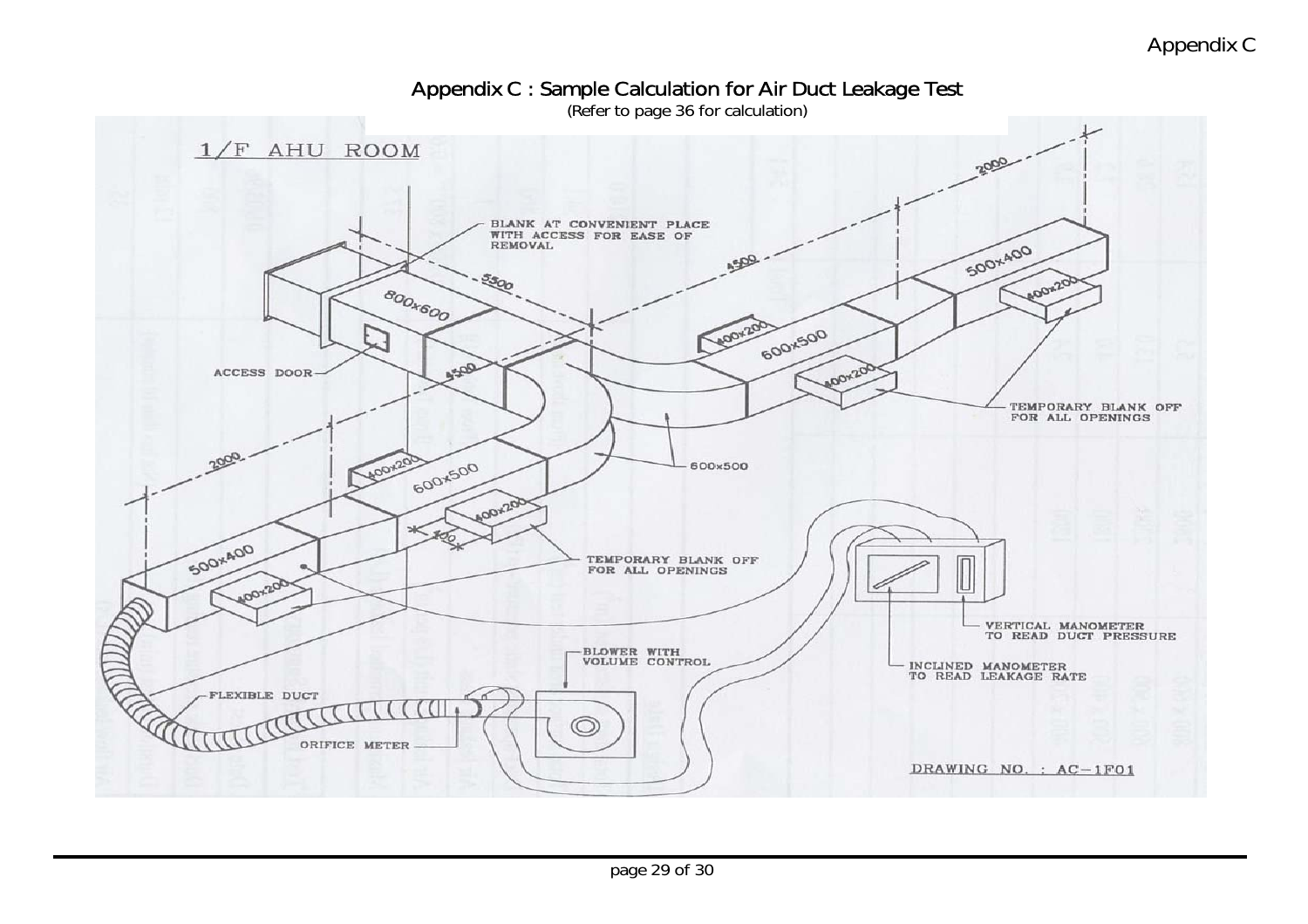## Appendix C : Sample Calculation for Air Duct Leakage Test

(Refer to page 36 for calculation)

1/F AHU ROOM

BLANK AT CONVENIENT PLACE WITH ACCESS FOR EASE OF REMOVAL

ACCESS DOOR

800x600

5500

4500

4500

2000

2000

500x400

400x200

600x500

400x200

400x200

600x500

400x200

500x400

400x200

400

600x500

400x200

TEMPORARY BLANK OFF FOR ALL OPENINGS

TEMPORARY BLANK OFF FOR ALL OPENINGS

VERTICAL MANOMETER TO READ DUCT PRESSURE

INCLINED MANOMETER TO READ LEAKAGE RATE

BLOWER WITH VOLUME CONTROL

FLEXIBLE DUCT

ORIFICE METER

DRAWING NO. : AC-1F01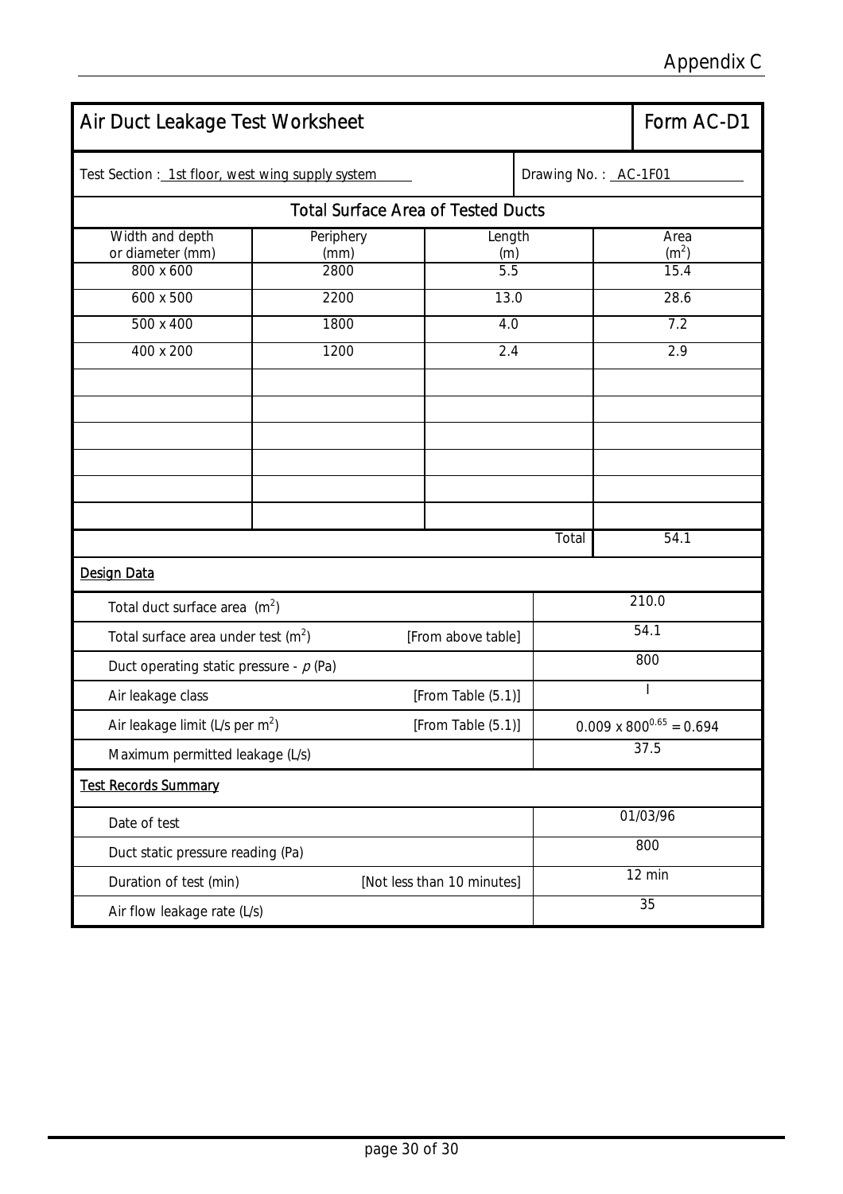# Appendix C

## Air Duct Leakage Test Worksheet — Form AC-D1

Test Section : 1st floor, west wing supply system

Drawing No. : AC-1F01

### Total Surface Area of Tested Ducts

| Width and depth or diameter (mm) | Periphery (mm) | Length (m) | Area ($m^2$) |
|---|---|---|---|
| 800 x 600 | 2800 | 5.5 | 15.4 |
| 600 x 500 | 2200 | 13.0 | 28.6 |
| 500 x 400 | 1800 | 4.0 | 7.2 |
| 400 x 200 | 1200 | 2.4 | 2.9 |
| | | | |
| | | | |
| | | | |
| | | | |
| | | | |
| | | | |
| | | Total | 54.1 |

### Design Data

| Item | | Value |
|---|---|---|
| Total duct surface area ($m^2$) | | 210.0 |
| Total surface area under test ($m^2$) | [From above table] | 54.1 |
| Duct operating static pressure - *p* (Pa) | | 800 |
| Air leakage class | [From Table (5.1)] | I |
| Air leakage limit (L/s per $m^2$) | [From Table (5.1)] | $0.009 \times 800^{0.65} = 0.694$ |
| Maximum permitted leakage (L/s) | | 37.5 |

### Test Records Summary

| Item | | Value |
|---|---|---|
| Date of test | | 01/03/96 |
| Duct static pressure reading (Pa) | | 800 |
| Duration of test (min) | [Not less than 10 minutes] | 12 min |
| Air flow leakage rate (L/s) | | 35 |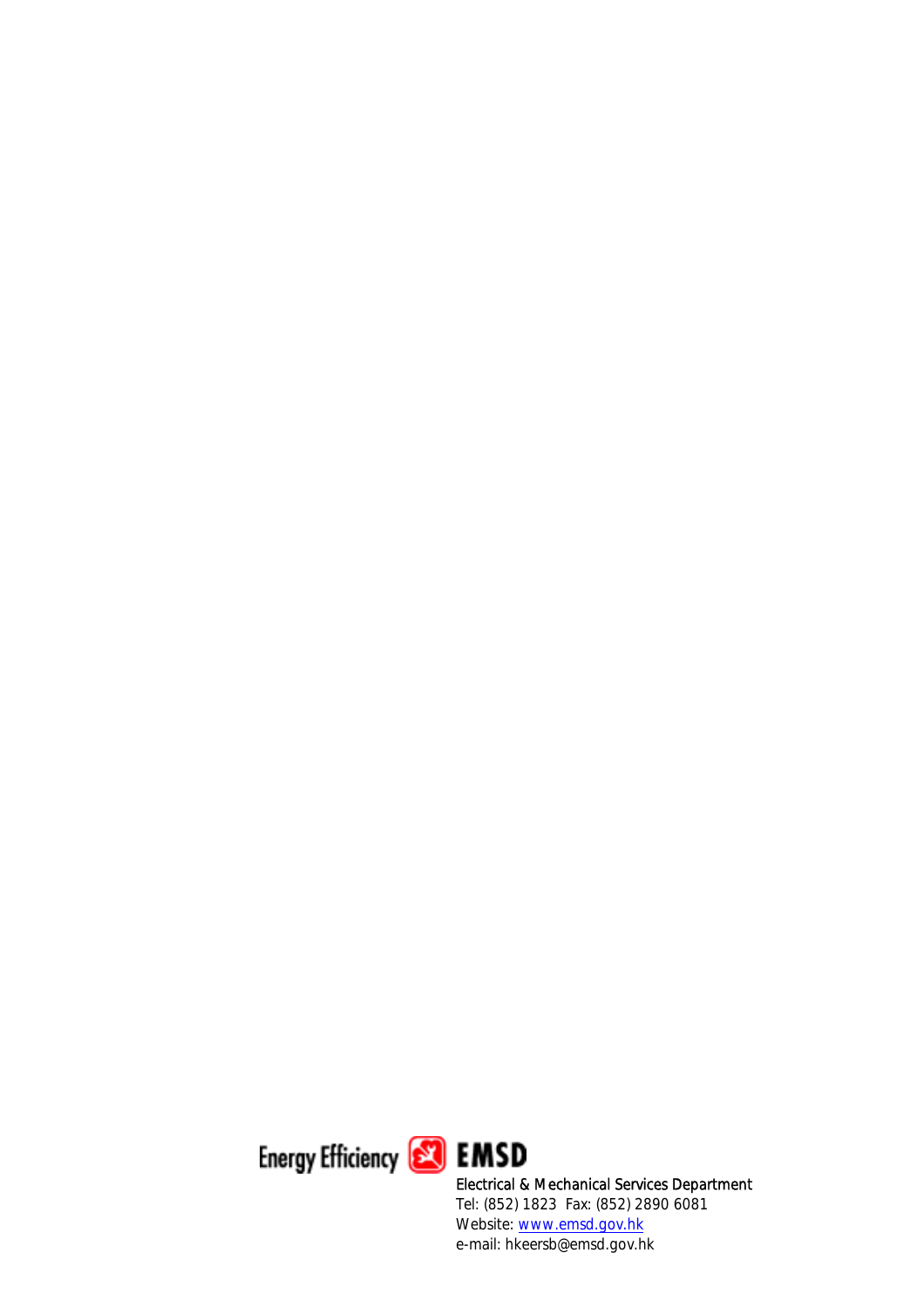Energy Efficiency EMSD

Electrical & Mechanical Services Department
Tel: (852) 1823  Fax: (852) 2890 6081
Website: [www.emsd.gov.hk](http://www.emsd.gov.hk)
e-mail: hkeersb@emsd.gov.hk